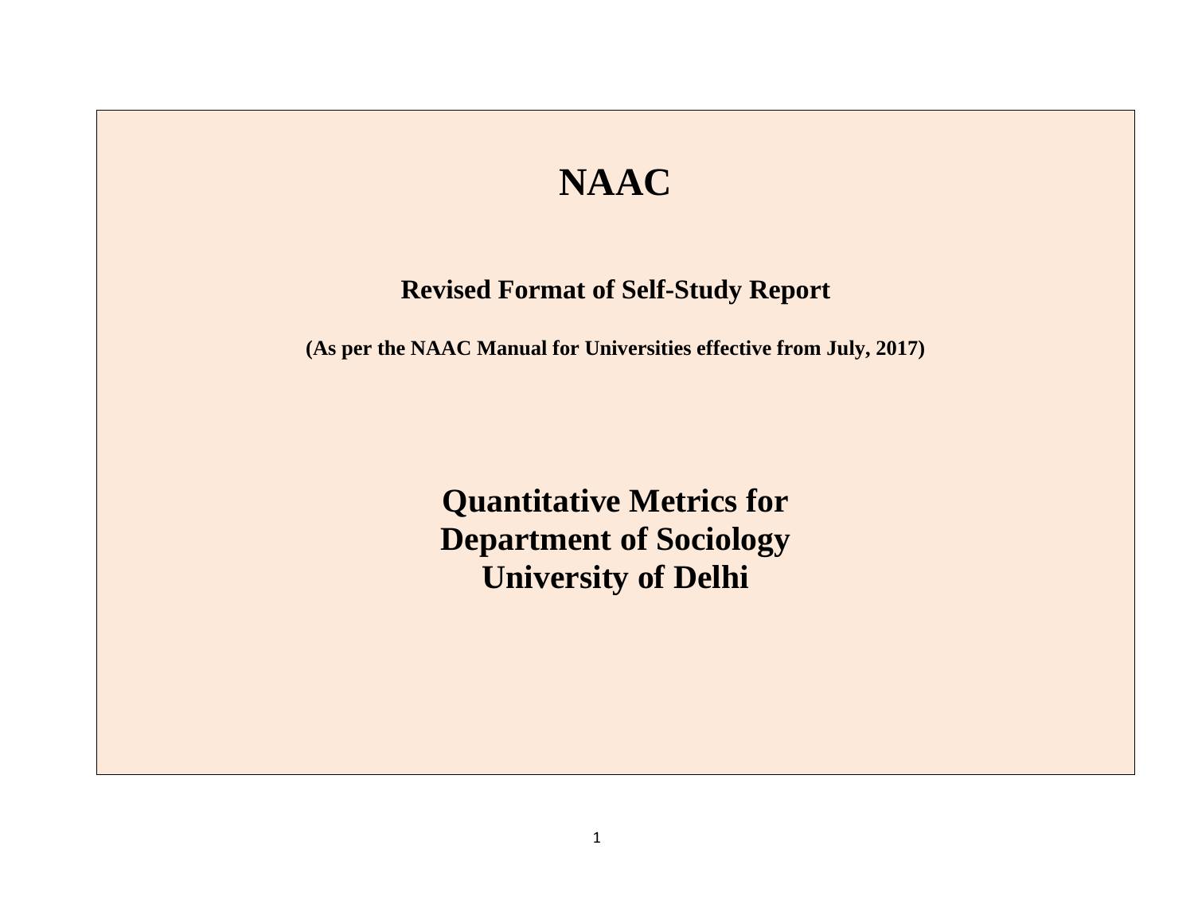# NAAC

## Revised Format of Self-Study Report

**(As per the NAAC Manual for Universities effective from July, 2017)**

# Quantitative Metrics for Department of Sociology University of Delhi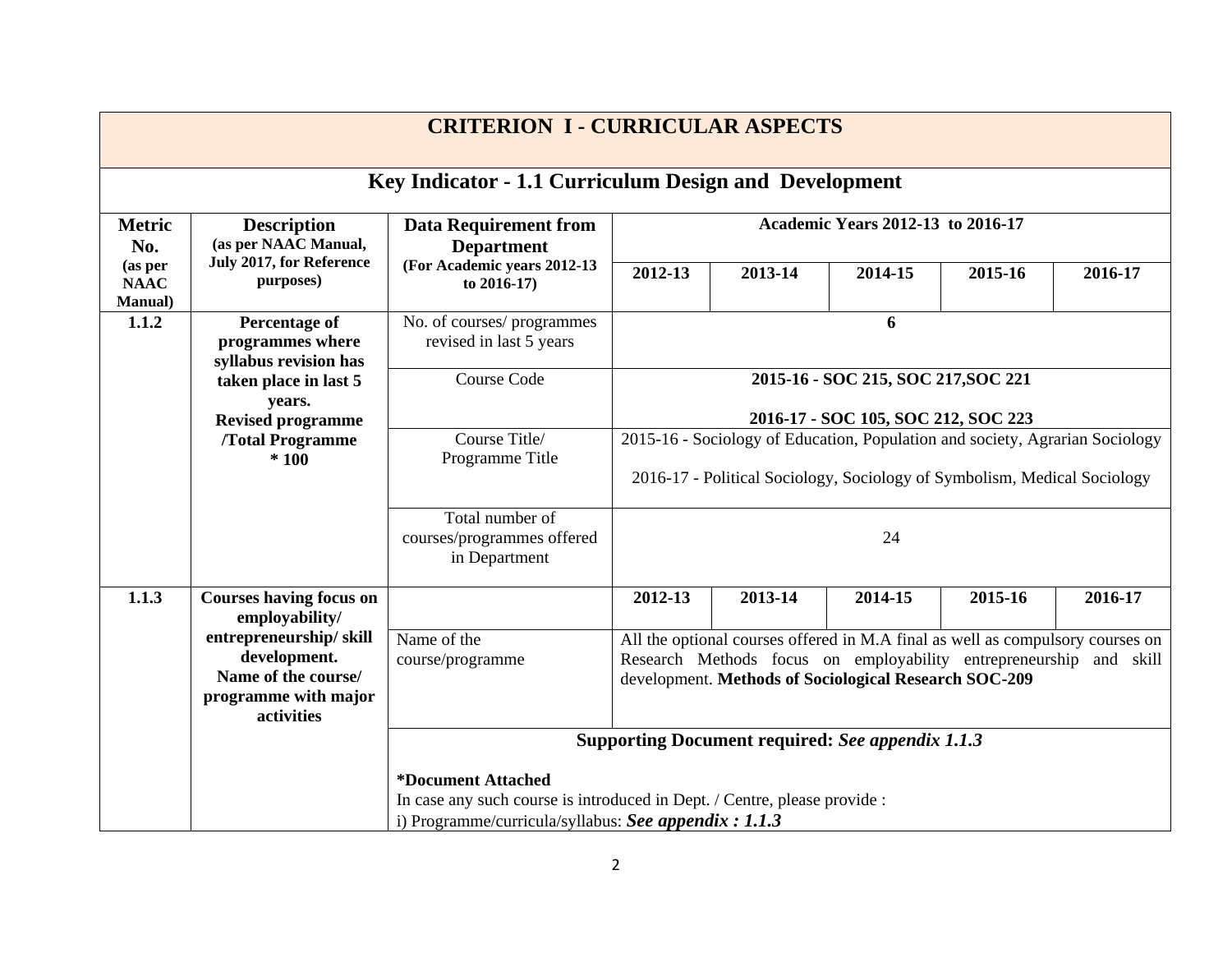# CRITERION I - CURRICULAR ASPECTS

## Key Indicator - 1.1 Curriculum Design and Development

| Metric No. (as per NAAC Manual) | Description (as per NAAC Manual, July 2017, for Reference purposes) | Data Requirement from Department (For Academic years 2012-13 to 2016-17) | Academic Years 2012-13 to 2016-17 | | | | |
|---|---|---|---|---|---|---|---|
| | | | 2012-13 | 2013-14 | 2014-15 | 2015-16 | 2016-17 |
| 1.1.2 | **Percentage of programmes where syllabus revision has taken place in last 5 years. Revised programme /Total Programme * 100** | No. of courses/ programmes revised in last 5 years | **6** | | | | |
| | | Course Code | **2015-16 - SOC 215, SOC 217,SOC 221**<br><br>**2016-17 - SOC 105, SOC 212, SOC 223** | | | | |
| | | Course Title/ Programme Title | 2015-16 - Sociology of Education, Population and society, Agrarian Sociology<br><br>2016-17 - Political Sociology, Sociology of Symbolism, Medical Sociology | | | | |
| | | Total number of courses/programmes offered in Department | 24 | | | | |
| 1.1.3 | **Courses having focus on employability/ entrepreneurship/ skill development. Name of the course/ programme with major activities** | | **2012-13** | **2013-14** | **2014-15** | **2015-16** | **2016-17** |
| | | Name of the course/programme | All the optional courses offered in M.A final as well as compulsory courses on Research Methods focus on employability entrepreneurship and skill development. **Methods of Sociological Research SOC-209** | | | | |
| | | **Supporting Document required: *See appendix 1.1.3***<br><br>**\*Document Attached**<br>In case any such course is introduced in Dept. / Centre, please provide :<br>i) Programme/curricula/syllabus: ***See appendix : 1.1.3*** | | | | | |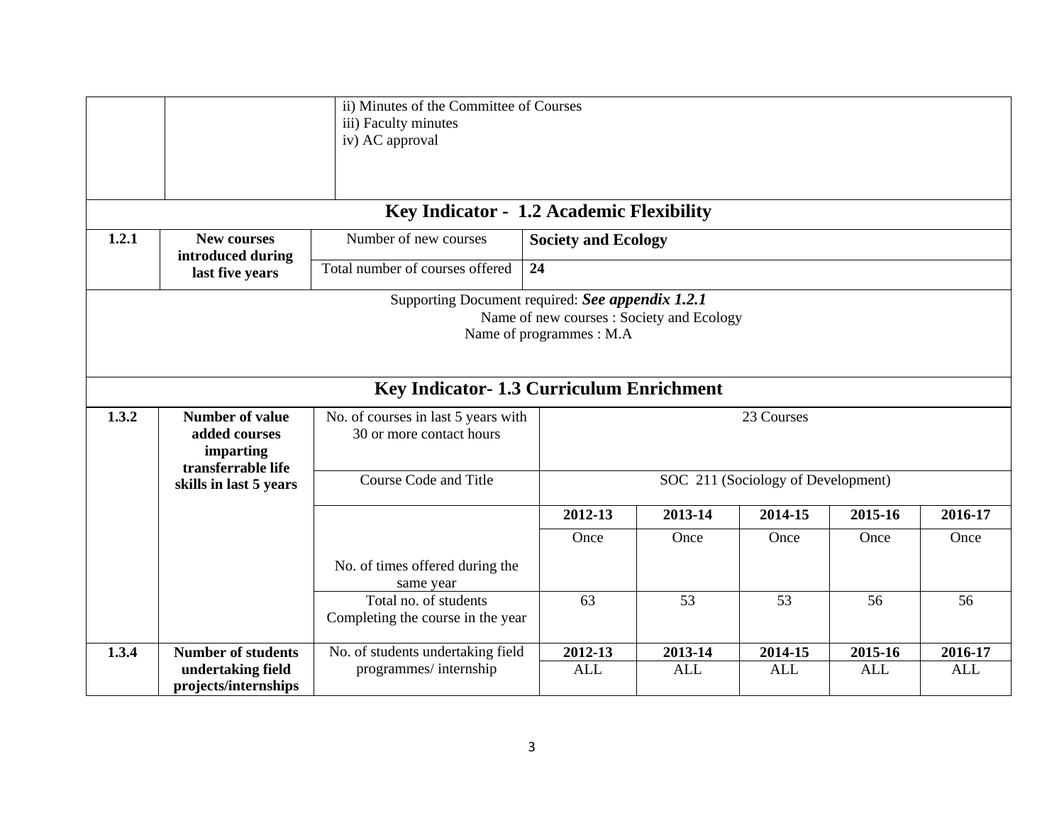| | | ii) Minutes of the Committee of Courses<br>iii) Faculty minutes<br>iv) AC approval |
|---|---|---|

## Key Indicator - 1.2 Academic Flexibility

| 1.2.1 | New courses introduced during last five years | Number of new courses | **Society and Ecology** |
|---|---|---|---|
| | | Total number of courses offered | **24** |

Supporting Document required: ***See appendix 1.2.1***

Name of new courses : Society and Ecology

Name of programmes : M.A

## Key Indicator- 1.3 Curriculum Enrichment

| 1.3.2 | Number of value added courses imparting transferrable life skills in last 5 years | No. of courses in last 5 years with 30 or more contact hours | 23 Courses | | | | |
|---|---|---|---|---|---|---|---|
| | | Course Code and Title | SOC 211 (Sociology of Development) | | | | |
| | | | **2012-13** | **2013-14** | **2014-15** | **2015-16** | **2016-17** |
| | | No. of times offered during the same year | Once | Once | Once | Once | Once |
| | | Total no. of students Completing the course in the year | 63 | 53 | 53 | 56 | 56 |
| 1.3.4 | Number of students undertaking field projects/internships | No. of students undertaking field programmes/ internship | **2012-13** | **2013-14** | **2014-15** | **2015-16** | **2016-17** |
| | | | ALL | ALL | ALL | ALL | ALL |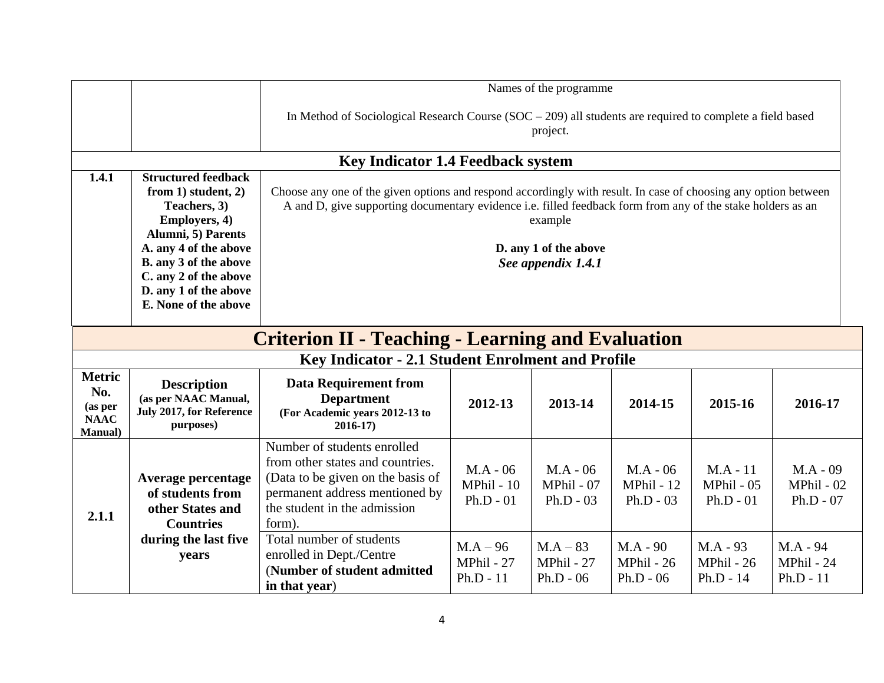| | | |
|---|---|---|
| | | Names of the programme<br><br>In Method of Sociological Research Course (SOC – 209) all students are required to complete a field based project. |

### Key Indicator 1.4 Feedback system

| | | |
|---|---|---|
| **1.4.1** | **Structured feedback from 1) student, 2) Teachers, 3) Employers, 4) Alumni, 5) Parents**<br>**A. any 4 of the above**<br>**B. any 3 of the above**<br>**C. any 2 of the above**<br>**D. any 1 of the above**<br>**E. None of the above** | Choose any one of the given options and respond accordingly with result. In case of choosing any option between A and D, give supporting documentary evidence i.e. filled feedback form from any of the stake holders as an example<br><br>**D. any 1 of the above**<br>***See appendix 1.4.1*** |

# Criterion II - Teaching - Learning and Evaluation

### Key Indicator - 2.1 Student Enrolment and Profile

| Metric No. (as per NAAC Manual) | Description (as per NAAC Manual, July 2017, for Reference purposes) | Data Requirement from Department (For Academic years 2012-13 to 2016-17) | 2012-13 | 2013-14 | 2014-15 | 2015-16 | 2016-17 |
|---|---|---|---|---|---|---|---|
| **2.1.1** | **Average percentage of students from other States and Countries during the last five years** | Number of students enrolled from other states and countries. (Data to be given on the basis of permanent address mentioned by the student in the admission form). | M.A - 06<br>MPhil - 10<br>Ph.D - 01 | M.A - 06<br>MPhil - 07<br>Ph.D - 03 | M.A - 06<br>MPhil - 12<br>Ph.D - 03 | M.A - 11<br>MPhil - 05<br>Ph.D - 01 | M.A - 09<br>MPhil - 02<br>Ph.D - 07 |
| | | Total number of students enrolled in Dept./Centre (**Number of student admitted in that year**) | M.A – 96<br>MPhil - 27<br>Ph.D - 11 | M.A – 83<br>MPhil - 27<br>Ph.D - 06 | M.A - 90<br>MPhil - 26<br>Ph.D - 06 | M.A - 93<br>MPhil - 26<br>Ph.D - 14 | M.A - 94<br>MPhil - 24<br>Ph.D - 11 |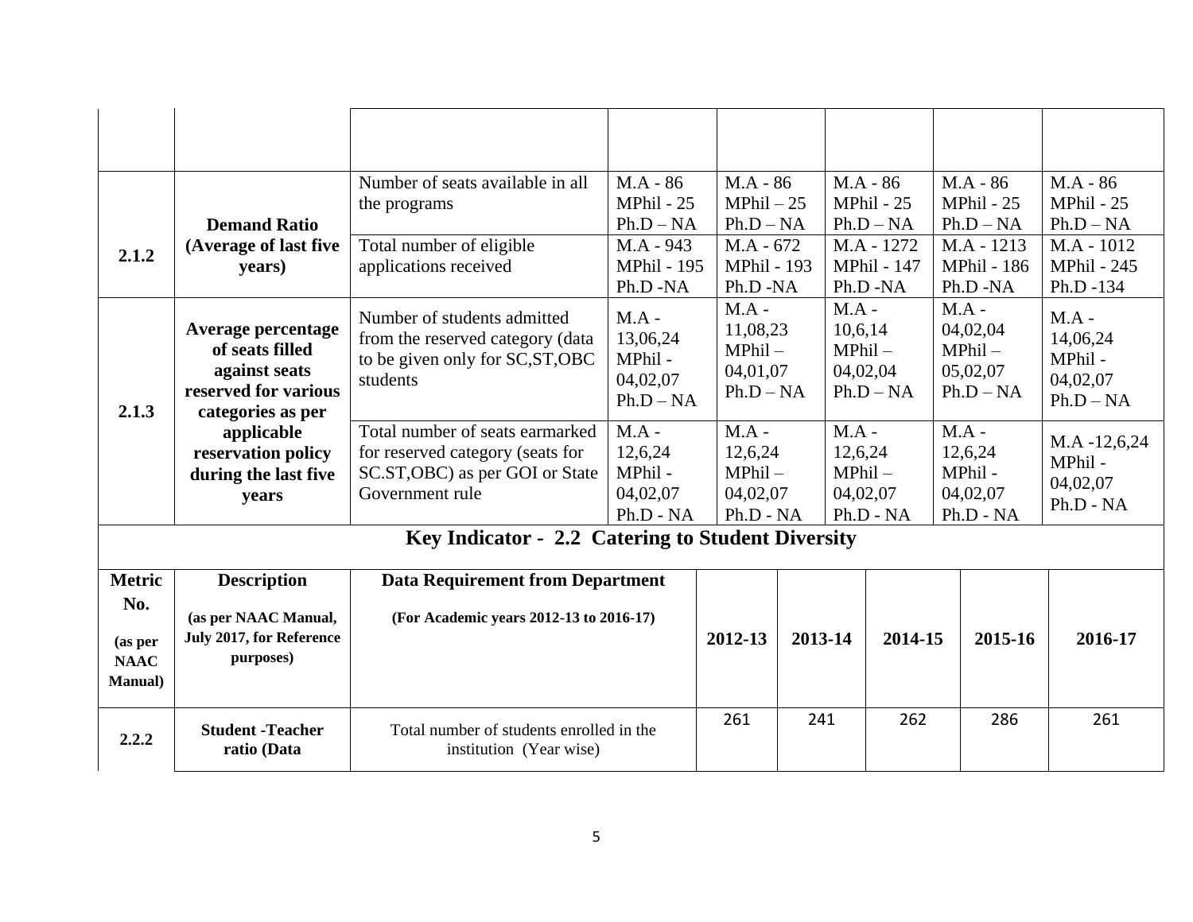| | | | | | | | |
|---|---|---|---|---|---|---|---|
| | | | | | | | |
| 2.1.2 | **Demand Ratio (Average of last five years)** | Number of seats available in all the programs | M.A - 86 MPhil - 25 Ph.D – NA | M.A - 86 MPhil – 25 Ph.D – NA | M.A - 86 MPhil - 25 Ph.D – NA | M.A - 86 MPhil - 25 Ph.D – NA | M.A - 86 MPhil - 25 Ph.D – NA |
| | | Total number of eligible applications received | M.A - 943 MPhil - 195 Ph.D -NA | M.A - 672 MPhil - 193 Ph.D -NA | M.A - 1272 MPhil - 147 Ph.D -NA | M.A - 1213 MPhil - 186 Ph.D -NA | M.A - 1012 MPhil - 245 Ph.D -134 |
| 2.1.3 | **Average percentage of seats filled against seats reserved for various categories as per applicable reservation policy during the last five years** | Number of students admitted from the reserved category (data to be given only for SC,ST,OBC students | M.A - 13,06,24 MPhil - 04,02,07 Ph.D – NA | M.A - 11,08,23 MPhil – 04,01,07 Ph.D – NA | M.A - 10,6,14 MPhil – 04,02,04 Ph.D – NA | M.A - 04,02,04 MPhil – 05,02,07 Ph.D – NA | M.A - 14,06,24 MPhil - 04,02,07 Ph.D – NA |
| | | Total number of seats earmarked for reserved category (seats for SC.ST,OBC) as per GOI or State Government rule | M.A - 12,6,24 MPhil - 04,02,07 Ph.D - NA | M.A - 12,6,24 MPhil – 04,02,07 Ph.D - NA | M.A - 12,6,24 MPhil – 04,02,07 Ph.D - NA | M.A - 12,6,24 MPhil - 04,02,07 Ph.D - NA | M.A -12,6,24 MPhil - 04,02,07 Ph.D - NA |

## Key Indicator - 2.2 Catering to Student Diversity

| **Metric No.** (as per NAAC Manual) | **Description** (as per NAAC Manual, July 2017, for Reference purposes) | **Data Requirement from Department** (For Academic years 2012-13 to 2016-17) | **2012-13** | **2013-14** | **2014-15** | **2015-16** | **2016-17** |
|---|---|---|---|---|---|---|---|
| **2.2.2** | **Student -Teacher ratio (Data** | Total number of students enrolled in the institution (Year wise) | 261 | 241 | 262 | 286 | 261 |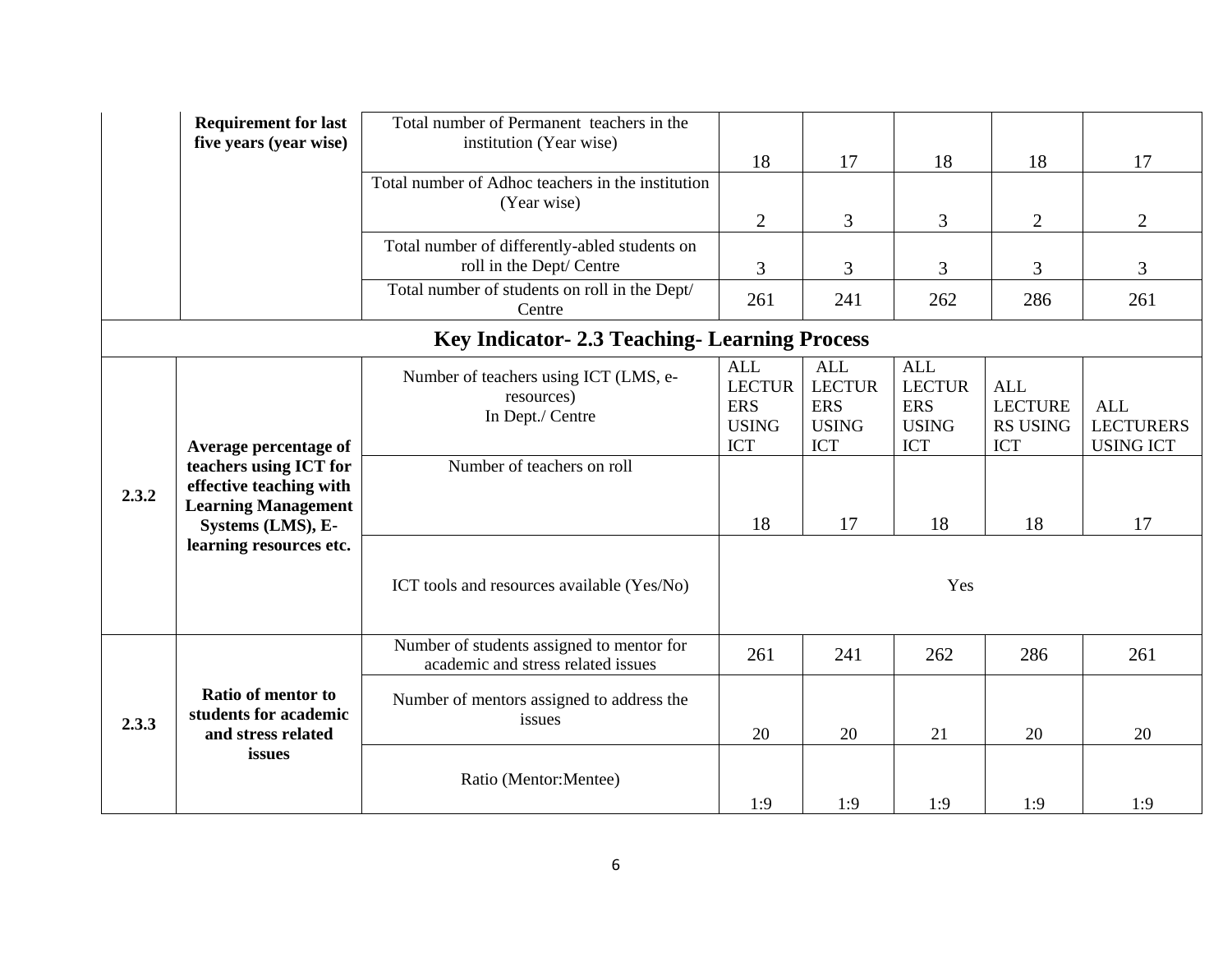| | | | | | | | |
|---|---|---|---|---|---|---|---|
| | **Requirement for last five years (year wise)** | Total number of Permanent teachers in the institution (Year wise) | 18 | 17 | 18 | 18 | 17 |
| | | Total number of Adhoc teachers in the institution (Year wise) | 2 | 3 | 3 | 2 | 2 |
| | | Total number of differently-abled students on roll in the Dept/ Centre | 3 | 3 | 3 | 3 | 3 |
| | | Total number of students on roll in the Dept/ Centre | 261 | 241 | 262 | 286 | 261 |
| **Key Indicator- 2.3 Teaching- Learning Process** | | | | | | | |
| 2.3.2 | **Average percentage of teachers using ICT for effective teaching with Learning Management Systems (LMS), E-learning resources etc.** | Number of teachers using ICT (LMS, e-resources) In Dept./ Centre | ALL LECTURERS USING ICT | ALL LECTURERS USING ICT | ALL LECTURERS USING ICT | ALL LECTURERS USING ICT | ALL LECTURERS USING ICT |
| | | Number of teachers on roll | 18 | 17 | 18 | 18 | 17 |
| | | ICT tools and resources available (Yes/No) | Yes | | | | |
| 2.3.3 | **Ratio of mentor to students for academic and stress related issues** | Number of students assigned to mentor for academic and stress related issues | 261 | 241 | 262 | 286 | 261 |
| | | Number of mentors assigned to address the issues | 20 | 20 | 21 | 20 | 20 |
| | | Ratio (Mentor:Mentee) | 1:9 | 1:9 | 1:9 | 1:9 | 1:9 |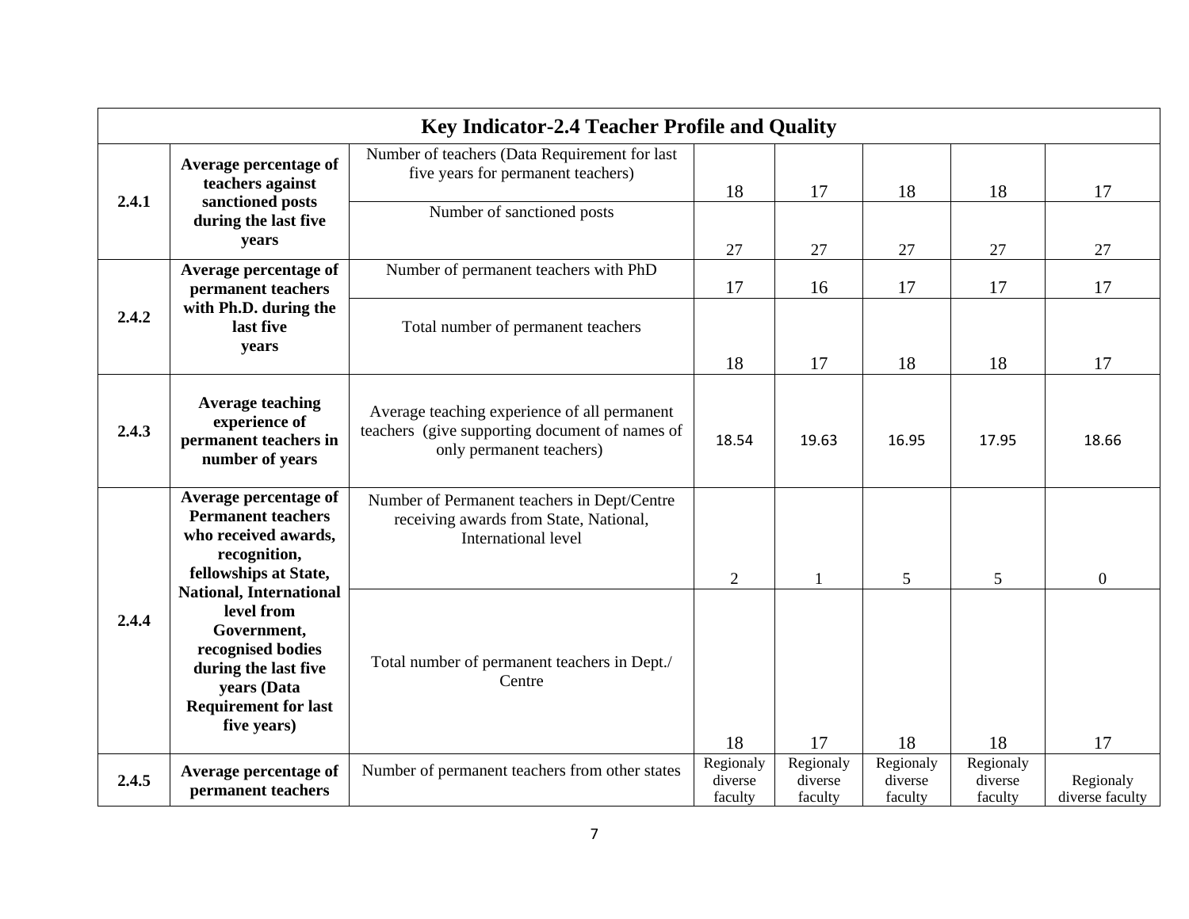| Key Indicator-2.4 Teacher Profile and Quality | | | | | | | |
|---|---|---|---|---|---|---|---|
| **2.4.1** | **Average percentage of teachers against sanctioned posts during the last five years** | Number of teachers (Data Requirement for last five years for permanent teachers) | 18 | 17 | 18 | 18 | 17 |
| | | Number of sanctioned posts | 27 | 27 | 27 | 27 | 27 |
| **2.4.2** | **Average percentage of permanent teachers with Ph.D. during the last five years** | Number of permanent teachers with PhD | 17 | 16 | 17 | 17 | 17 |
| | | Total number of permanent teachers | 18 | 17 | 18 | 18 | 17 |
| **2.4.3** | **Average teaching experience of permanent teachers in number of years** | Average teaching experience of all permanent teachers (give supporting document of names of only permanent teachers) | 18.54 | 19.63 | 16.95 | 17.95 | 18.66 |
| **2.4.4** | **Average percentage of Permanent teachers who received awards, recognition, fellowships at State, National, International level from Government, recognised bodies during the last five years (Data Requirement for last five years)** | Number of Permanent teachers in Dept/Centre receiving awards from State, National, International level | 2 | 1 | 5 | 5 | 0 |
| | | Total number of permanent teachers in Dept./ Centre | 18 | 17 | 18 | 18 | 17 |
| **2.4.5** | **Average percentage of permanent teachers** | Number of permanent teachers from other states | Regionaly diverse faculty | Regionaly diverse faculty | Regionaly diverse faculty | Regionaly diverse faculty | Regionaly diverse faculty |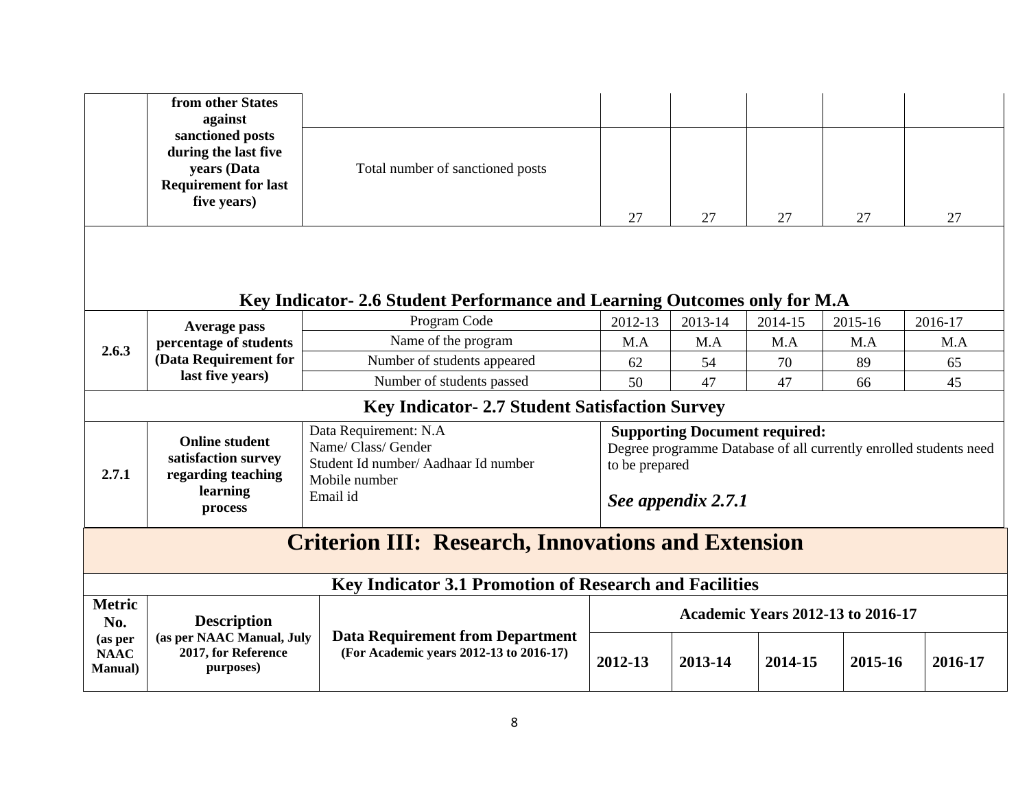| | | | | | | | |
|---|---|---|---|---|---|---|---|
| | **from other States against sanctioned posts during the last five years (Data Requirement for last five years)** | | | | | | |
| | | Total number of sanctioned posts | 27 | 27 | 27 | 27 | 27 |

## Key Indicator- 2.6 Student Performance and Learning Outcomes only for M.A

| | | | | | | | |
|---|---|---|---|---|---|---|---|
| **2.6.3** | **Average pass percentage of students (Data Requirement for last five years)** | Program Code | 2012-13 | 2013-14 | 2014-15 | 2015-16 | 2016-17 |
| | | Name of the program | M.A | M.A | M.A | M.A | M.A |
| | | Number of students appeared | 62 | 54 | 70 | 89 | 65 |
| | | Number of students passed | 50 | 47 | 47 | 66 | 45 |

## Key Indicator- 2.7 Student Satisfaction Survey

| | | | |
|---|---|---|---|
| **2.7.1** | **Online student satisfaction survey regarding teaching learning process** | Data Requirement: N.A<br>Name/ Class/ Gender<br>Student Id number/ Aadhaar Id number<br>Mobile number<br>Email id | **Supporting Document required:**<br>Degree programme Database of all currently enrolled students need to be prepared<br>***See appendix 2.7.1*** |

# Criterion III: Research, Innovations and Extension

## Key Indicator 3.1 Promotion of Research and Facilities

| **Metric No. (as per NAAC Manual)** | **Description (as per NAAC Manual, July 2017, for Reference purposes)** | **Data Requirement from Department (For Academic years 2012-13 to 2016-17)** | **Academic Years 2012-13 to 2016-17** | | | | |
|---|---|---|---|---|---|---|---|
| | | | **2012-13** | **2013-14** | **2014-15** | **2015-16** | **2016-17** |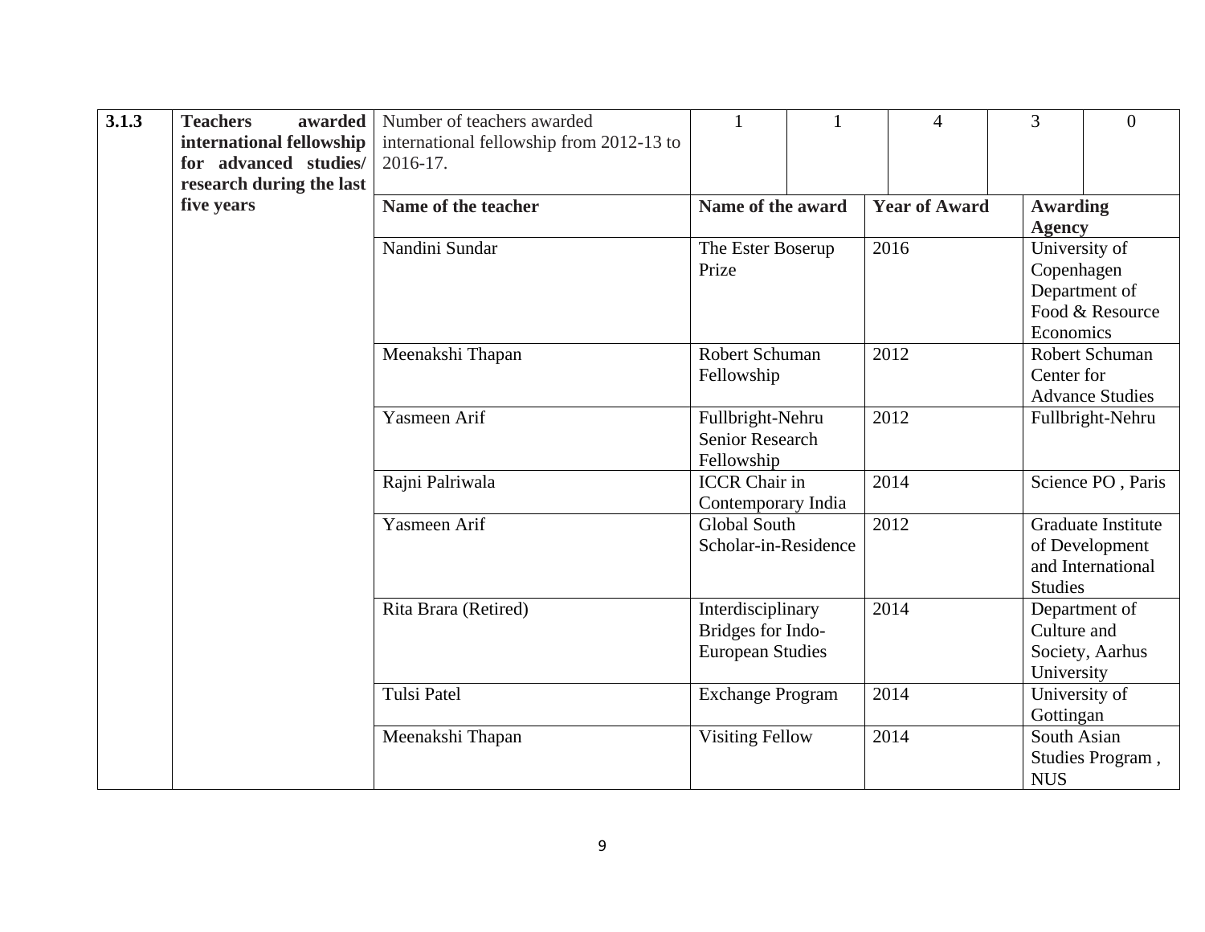| 3.1.3 | **Teachers awarded international fellowship for advanced studies/ research during the last five years** | Number of teachers awarded international fellowship from 2012-13 to 2016-17. | 1 | 1 | 4 | 3 | 0 |
|---|---|---|---|---|---|---|---|
| | | **Name of the teacher** | **Name of the award** | | **Year of Award** | | **Awarding Agency** |
| | | Nandini Sundar | The Ester Boserup Prize | | 2016 | | University of Copenhagen Department of Food & Resource Economics |
| | | Meenakshi Thapan | Robert Schuman Fellowship | | 2012 | | Robert Schuman Center for Advance Studies |
| | | Yasmeen Arif | Fullbright-Nehru Senior Research Fellowship | | 2012 | | Fullbright-Nehru |
| | | Rajni Palriwala | ICCR Chair in Contemporary India | | 2014 | | Science PO , Paris |
| | | Yasmeen Arif | Global South Scholar-in-Residence | | 2012 | | Graduate Institute of Development and International Studies |
| | | Rita Brara (Retired) | Interdisciplinary Bridges for Indo-European Studies | | 2014 | | Department of Culture and Society, Aarhus University |
| | | Tulsi Patel | Exchange Program | | 2014 | | University of Gottingan |
| | | Meenakshi Thapan | Visiting Fellow | | 2014 | | South Asian Studies Program , NUS |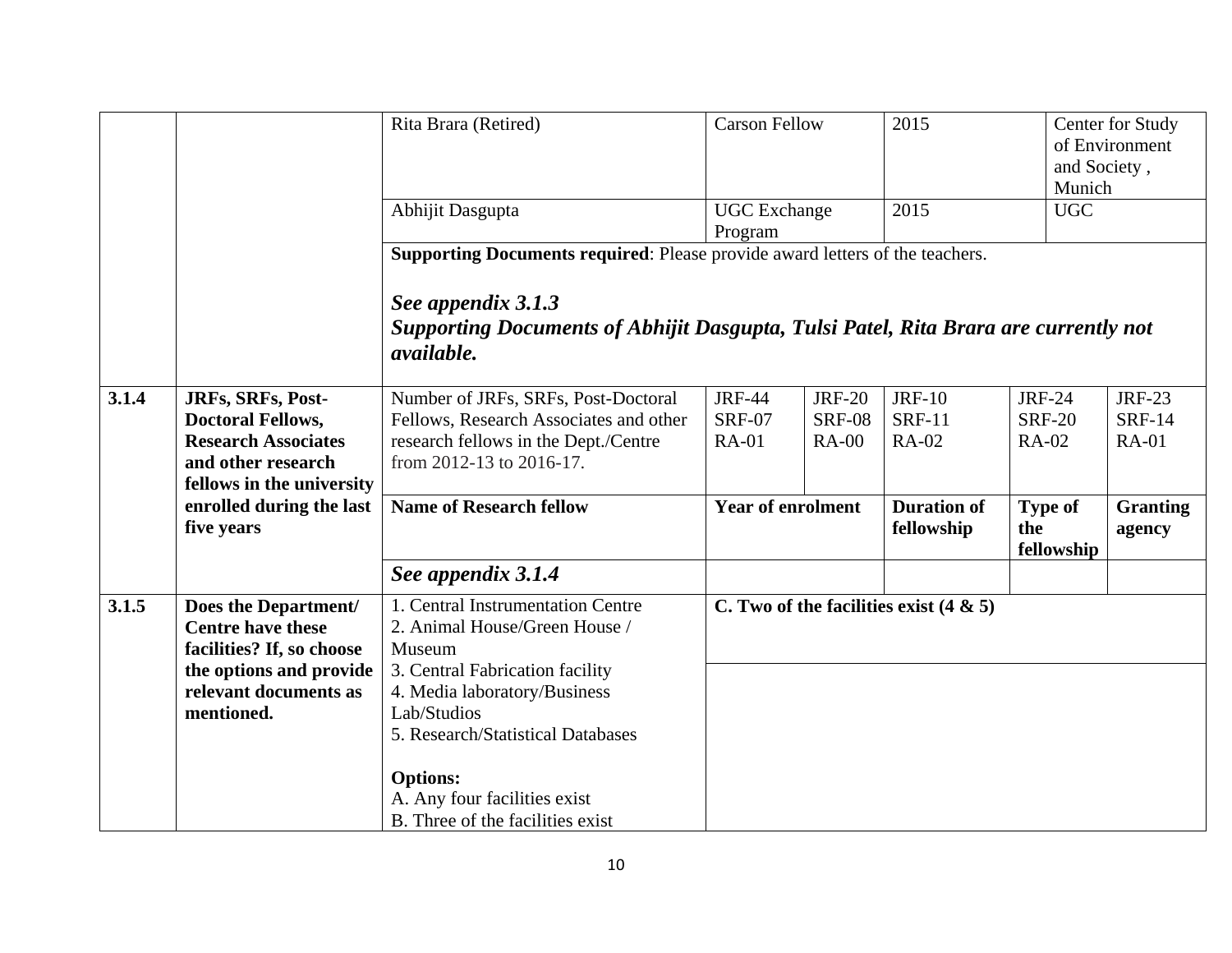| | | | | | | |
|---|---|---|---|---|---|---|
| | | Rita Brara (Retired) | Carson Fellow | | 2015 | Center for Study of Environment and Society , Munich |
| | | Abhijit Dasgupta | UGC Exchange Program | | 2015 | UGC |
| | | **Supporting Documents required**: Please provide award letters of the teachers.<br><br>***See appendix 3.1.3***<br>***Supporting Documents of Abhijit Dasgupta, Tulsi Patel, Rita Brara are currently not available.*** | | | | |
| **3.1.4** | **JRFs, SRFs, Post-Doctoral Fellows, Research Associates and other research fellows in the university enrolled during the last five years** | Number of JRFs, SRFs, Post-Doctoral Fellows, Research Associates and other research fellows in the Dept./Centre from 2012-13 to 2016-17. | JRF-44<br>SRF-07<br>RA-01 | JRF-20<br>SRF-08<br>RA-00 | JRF-10<br>SRF-11<br>RA-02 | JRF-24<br>SRF-20<br>RA-02 | JRF-23<br>SRF-14<br>RA-01 |
| | | **Name of Research fellow** | **Year of enrolment** | | **Duration of fellowship** | **Type of the fellowship** | **Granting agency** |
| | | ***See appendix 3.1.4*** | | | | | |
| **3.1.5** | **Does the Department/ Centre have these facilities? If, so choose the options and provide relevant documents as mentioned.** | 1. Central Instrumentation Centre<br>2. Animal House/Green House / Museum<br>3. Central Fabrication facility<br>4. Media laboratory/Business Lab/Studios<br>5. Research/Statistical Databases<br><br>**Options:**<br>A. Any four facilities exist<br>B. Three of the facilities exist | **C. Two of the facilities exist (4 & 5)** | | | | |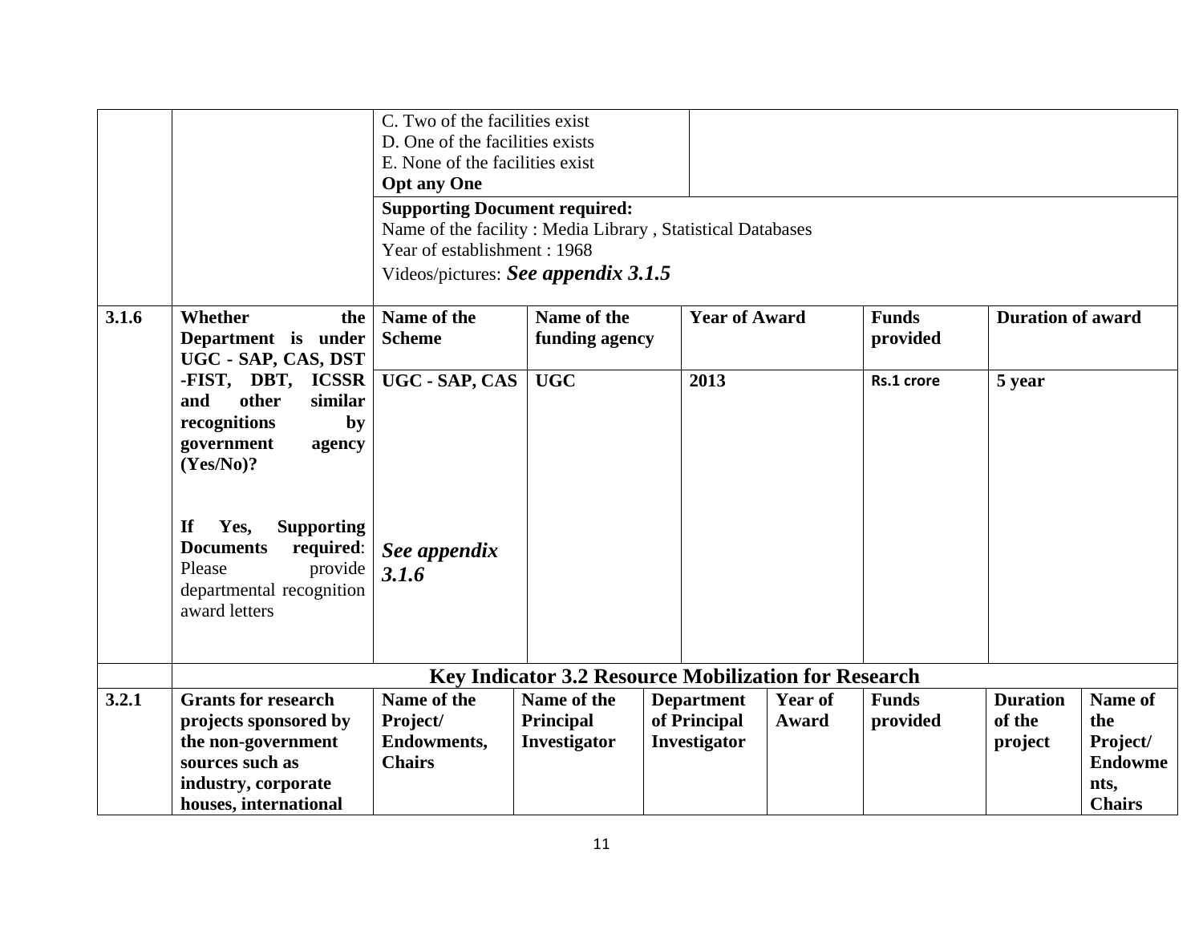| | | | | | | | | |
|---|---|---|---|---|---|---|---|---|
| | | C. Two of the facilities exist<br>D. One of the facilities exists<br>E. None of the facilities exist<br>**Opt any One** | | | | | | |
| | | **Supporting Document required:**<br>Name of the facility : Media Library , Statistical Databases<br>Year of establishment : 1968<br>Videos/pictures: ***See appendix 3.1.5*** | | | | | | |
| **3.1.6** | **Whether the Department is under UGC - SAP, CAS, DST -FIST, DBT, ICSSR and other similar recognitions by government agency (Yes/No)?**<br><br>**If Yes, Supporting Documents required**: Please provide departmental recognition award letters | **Name of the Scheme** | **Name of the funding agency** | **Year of Award** | | **Funds provided** | **Duration of award** | |
| | | **UGC - SAP, CAS**<br><br>***See appendix 3.1.6*** | **UGC** | **2013** | | **Rs.1 crore** | **5 year** | |
| | **Key Indicator 3.2 Resource Mobilization for Research** | | | | | | | |
| **3.2.1** | **Grants for research projects sponsored by the non-government sources such as industry, corporate houses, international** | **Name of the Project/ Endowments, Chairs** | **Name of the Principal Investigator** | **Department of Principal Investigator** | **Year of Award** | **Funds provided** | **Duration of the project** | **Name of the Project/ Endowments, Chairs** |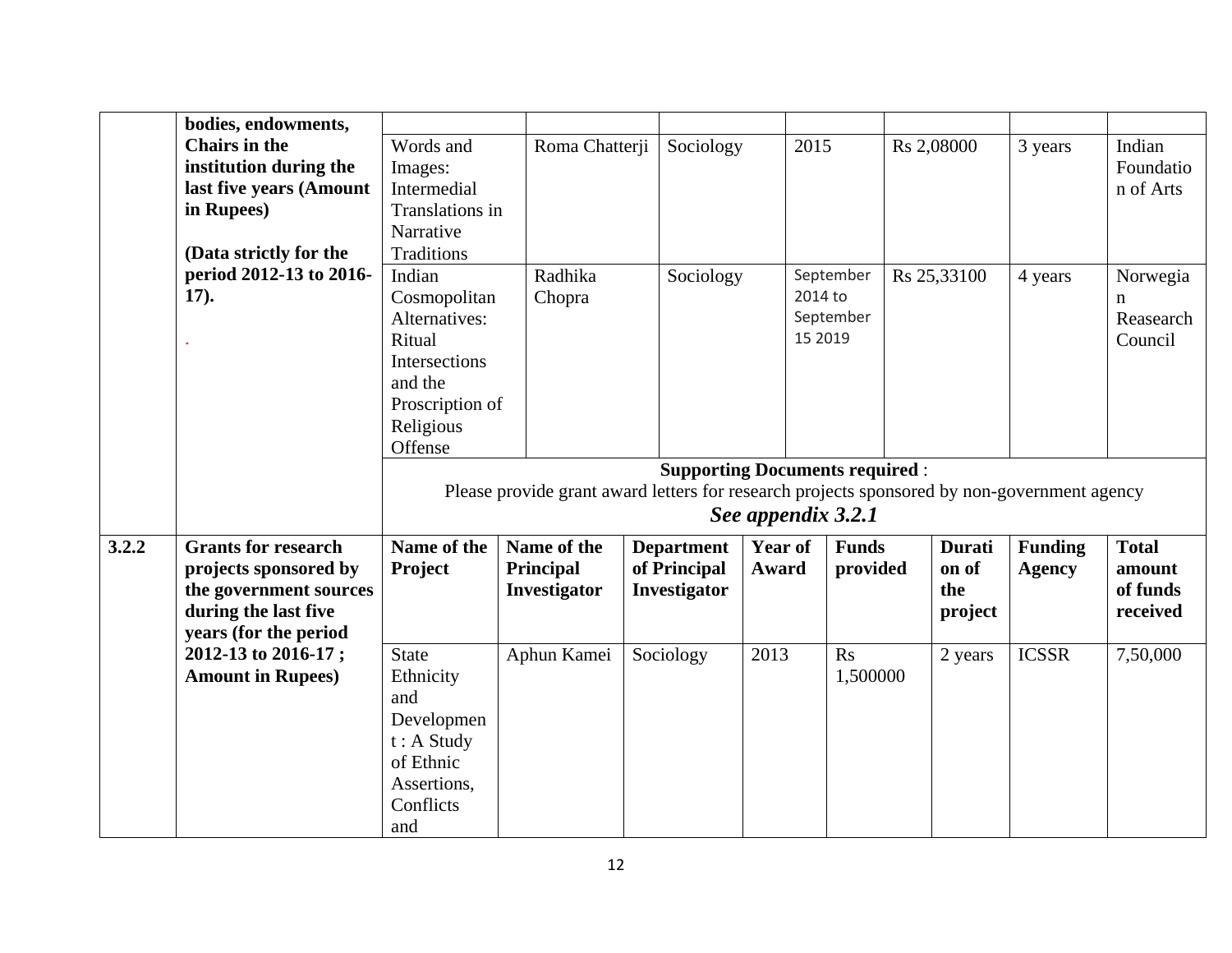| | bodies, endowments, Chairs in the institution during the last five years (Amount in Rupees)<br><br>(Data strictly for the period 2012-13 to 2016-17).<br><br>. | | | | | | | |
|---|---|---|---|---|---|---|---|---|
| | | Words and Images: Intermedial Translations in Narrative Traditions | Roma Chatterji | Sociology | 2015 | Rs 2,08000 | 3 years | Indian Foundation of Arts |
| | | Indian Cosmopolitan Alternatives: Ritual Intersections and the Proscription of Religious Offense | Radhika Chopra | Sociology | September 2014 to September 15 2019 | Rs 25,33100 | 4 years | Norwegian Reasearch Council |
| | | **Supporting Documents required** :<br>Please provide grant award letters for research projects sponsored by non-government agency<br>***See appendix 3.2.1*** | | | | | | |

| 3.2.2 | **Grants for research projects sponsored by the government sources during the last five years (for the period 2012-13 to 2016-17 ; Amount in Rupees)** | **Name of the Project** | **Name of the Principal Investigator** | **Department of Principal Investigator** | **Year of Award** | **Funds provided** | **Duration of the project** | **Funding Agency** | **Total amount of funds received** |
|---|---|---|---|---|---|---|---|---|---|
| | | State Ethnicity and Development : A Study of Ethnic Assertions, Conflicts and | Aphun Kamei | Sociology | 2013 | Rs 1,500000 | 2 years | ICSSR | 7,50,000 |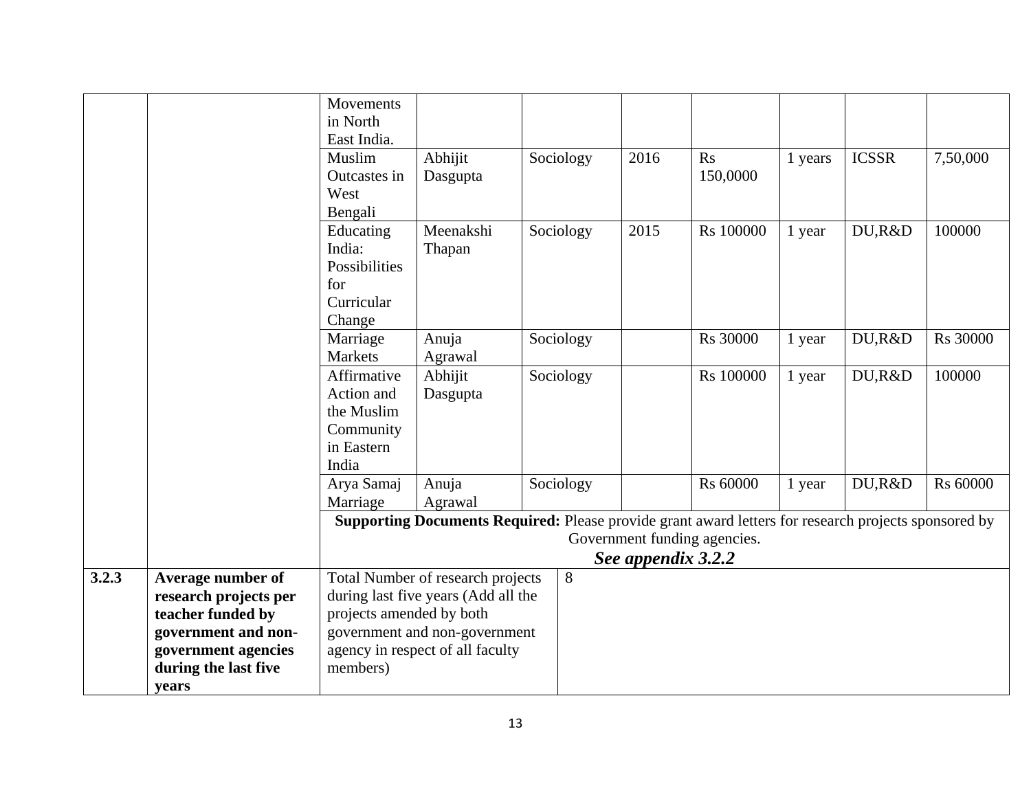| | | | | | | | | | |
|---|---|---|---|---|---|---|---|---|---|
| | | Movements in North East India. | | | | | | | |
| | | Muslim Outcastes in West Bengali | Abhijit Dasgupta | Sociology | 2016 | Rs 150,0000 | 1 years | ICSSR | 7,50,000 |
| | | Educating India: Possibilities for Curricular Change | Meenakshi Thapan | Sociology | 2015 | Rs 100000 | 1 year | DU,R&D | 100000 |
| | | Marriage Markets | Anuja Agrawal | Sociology | | Rs 30000 | 1 year | DU,R&D | Rs 30000 |
| | | Affirmative Action and the Muslim Community in Eastern India | Abhijit Dasgupta | Sociology | | Rs 100000 | 1 year | DU,R&D | 100000 |
| | | Arya Samaj Marriage | Anuja Agrawal | Sociology | | Rs 60000 | 1 year | DU,R&D | Rs 60000 |
| | | **Supporting Documents Required:** Please provide grant award letters for research projects sponsored by Government funding agencies. ***See appendix 3.2.2*** | | | | | | | |
| **3.2.3** | **Average number of research projects per teacher funded by government and non-government agencies during the last five years** | Total Number of research projects during last five years (Add all the projects amended by both government and non-government agency in respect of all faculty members) | | 8 | | | | | |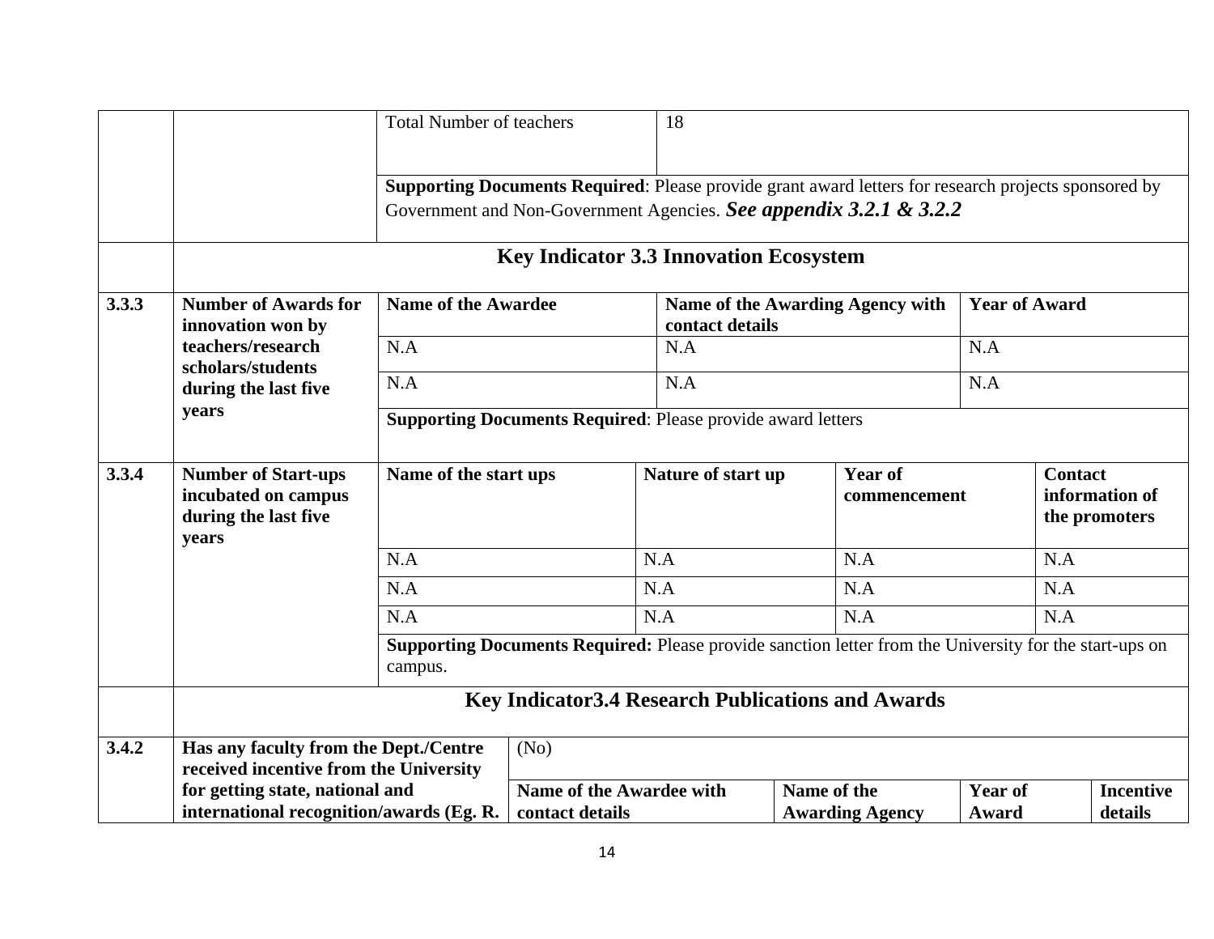| | | | |
|---|---|---|---|
| | | Total Number of teachers | 18 |
| | | **Supporting Documents Required**: Please provide grant award letters for research projects sponsored by Government and Non-Government Agencies. ***See appendix 3.2.1 & 3.2.2*** | |

### Key Indicator 3.3 Innovation Ecosystem

| | | | | |
|---|---|---|---|---|
| **3.3.3** | **Number of Awards for innovation won by teachers/research scholars/students during the last five years** | **Name of the Awardee** | **Name of the Awarding Agency with contact details** | **Year of Award** |
| | | N.A | N.A | N.A |
| | | N.A | N.A | N.A |
| | | **Supporting Documents Required**: Please provide award letters | | |

| | | | | | |
|---|---|---|---|---|---|
| **3.3.4** | **Number of Start-ups incubated on campus during the last five years** | **Name of the start ups** | **Nature of start up** | **Year of commencement** | **Contact information of the promoters** |
| | | N.A | N.A | N.A | N.A |
| | | N.A | N.A | N.A | N.A |
| | | N.A | N.A | N.A | N.A |
| | | **Supporting Documents Required:** Please provide sanction letter from the University for the start-ups on campus. | | | |

### Key Indicator3.4 Research Publications and Awards

| | | | | | |
|---|---|---|---|---|---|
| **3.4.2** | **Has any faculty from the Dept./Centre received incentive from the University for getting state, national and international recognition/awards (Eg. R.** | (No) | | | |
| | | **Name of the Awardee with contact details** | **Name of the Awarding Agency** | **Year of Award** | **Incentive details** |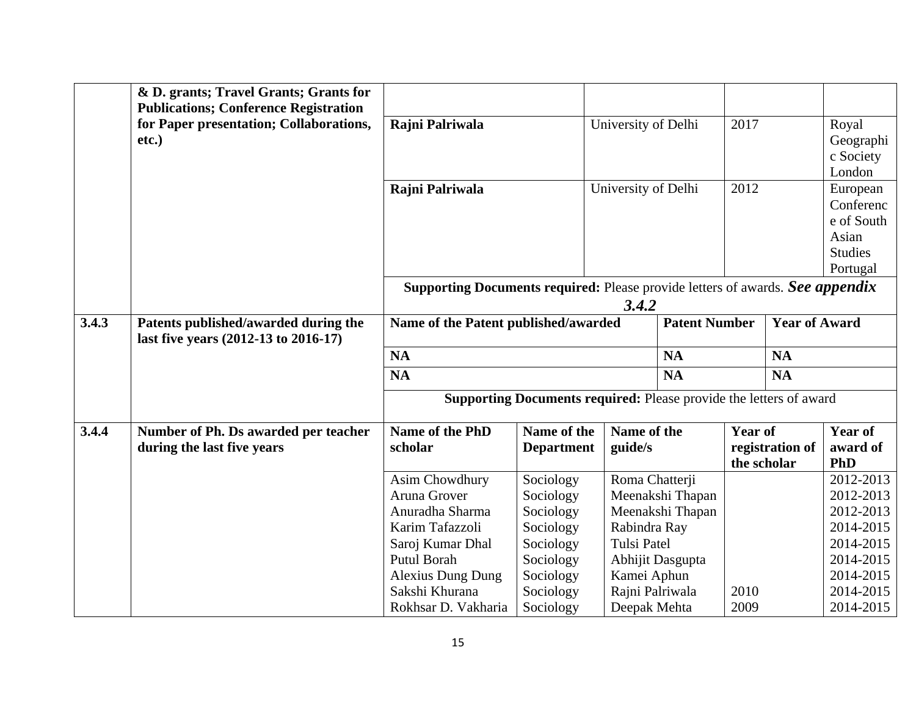| | | | | | | |
|---|---|---|---|---|---|---|
| | **& D. grants; Travel Grants; Grants for Publications; Conference Registration for Paper presentation; Collaborations, etc.)** | | | | | |
| | | **Rajni Palriwala** | | University of Delhi | 2017 | Royal Geographic Society London |
| | | **Rajni Palriwala** | | University of Delhi | 2012 | European Conference of South Asian Studies Portugal |
| | | **Supporting Documents required:** Please provide letters of awards. ***See appendix 3.4.2*** | | | | |
| **3.4.3** | **Patents published/awarded during the last five years (2012-13 to 2016-17)** | **Name of the Patent published/awarded** | | **Patent Number** | **Year of Award** | |
| | | **NA** | | **NA** | **NA** | |
| | | **NA** | | **NA** | **NA** | |
| | | **Supporting Documents required:** Please provide the letters of award | | | | |
| **3.4.4** | **Number of Ph. Ds awarded per teacher during the last five years** | **Name of the PhD scholar** | **Name of the Department** | **Name of the guide/s** | **Year of registration of the scholar** | **Year of award of PhD** |
| | | Asim Chowdhury | Sociology | Roma Chatterji | | 2012-2013 |
| | | Aruna Grover | Sociology | Meenakshi Thapan | | 2012-2013 |
| | | Anuradha Sharma | Sociology | Meenakshi Thapan | | 2012-2013 |
| | | Karim Tafazzoli | Sociology | Rabindra Ray | | 2014-2015 |
| | | Saroj Kumar Dhal | Sociology | Tulsi Patel | | 2014-2015 |
| | | Putul Borah | Sociology | Abhijit Dasgupta | | 2014-2015 |
| | | Alexius Dung Dung | Sociology | Kamei Aphun | | 2014-2015 |
| | | Sakshi Khurana | Sociology | Rajni Palriwala | 2010 | 2014-2015 |
| | | Rokhsar D. Vakharia | Sociology | Deepak Mehta | 2009 | 2014-2015 |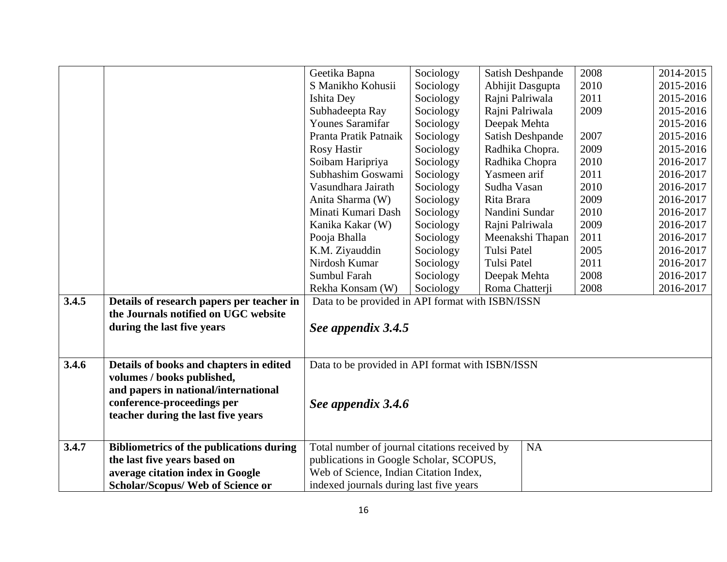| | | | | | | |
|---|---|---|---|---|---|---|
| | | Geetika Bapna | Sociology | Satish Deshpande | 2008 | 2014-2015 |
| | | S Manikho Kohusii | Sociology | Abhijit Dasgupta | 2010 | 2015-2016 |
| | | Ishita Dey | Sociology | Rajni Palriwala | 2011 | 2015-2016 |
| | | Subhadeepta Ray | Sociology | Rajni Palriwala | 2009 | 2015-2016 |
| | | Younes Saramifar | Sociology | Deepak Mehta | | 2015-2016 |
| | | Pranta Pratik Patnaik | Sociology | Satish Deshpande | 2007 | 2015-2016 |
| | | Rosy Hastir | Sociology | Radhika Chopra. | 2009 | 2015-2016 |
| | | Soibam Haripriya | Sociology | Radhika Chopra | 2010 | 2016-2017 |
| | | Subhashim Goswami | Sociology | Yasmeen arif | 2011 | 2016-2017 |
| | | Vasundhara Jairath | Sociology | Sudha Vasan | 2010 | 2016-2017 |
| | | Anita Sharma (W) | Sociology | Rita Brara | 2009 | 2016-2017 |
| | | Minati Kumari Dash | Sociology | Nandini Sundar | 2010 | 2016-2017 |
| | | Kanika Kakar (W) | Sociology | Rajni Palriwala | 2009 | 2016-2017 |
| | | Pooja Bhalla | Sociology | Meenakshi Thapan | 2011 | 2016-2017 |
| | | K.M. Ziyauddin | Sociology | Tulsi Patel | 2005 | 2016-2017 |
| | | Nirdosh Kumar | Sociology | Tulsi Patel | 2011 | 2016-2017 |
| | | Sumbul Farah | Sociology | Deepak Mehta | 2008 | 2016-2017 |
| | | Rekha Konsam (W) | Sociology | Roma Chatterji | 2008 | 2016-2017 |
| **3.4.5** | **Details of research papers per teacher in the Journals notified on UGC website during the last five years** | Data to be provided in API format with ISBN/ISSN<br><br>***See appendix 3.4.5*** | | | | |
| **3.4.6** | **Details of books and chapters in edited volumes / books published, and papers in national/international conference-proceedings per teacher during the last five years** | Data to be provided in API format with ISBN/ISSN<br><br>***See appendix 3.4.6*** | | | | |
| **3.4.7** | **Bibliometrics of the publications during the last five years based on average citation index in Google Scholar/Scopus/ Web of Science or** | Total number of journal citations received by publications in Google Scholar, SCOPUS, Web of Science, Indian Citation Index, indexed journals during last five years | | | NA | |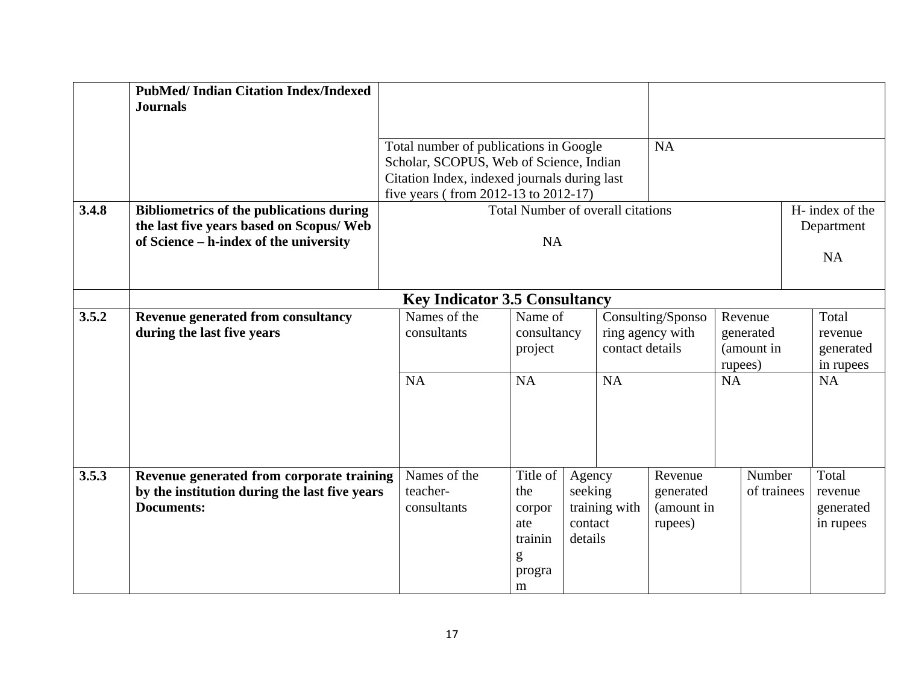| | | | | | | | |
|---|---|---|---|---|---|---|---|
| | **PubMed/ Indian Citation Index/Indexed Journals** | | | | | | |
| | | Total number of publications in Google Scholar, SCOPUS, Web of Science, Indian Citation Index, indexed journals during last five years ( from 2012-13 to 2012-17) | | | NA | | |
| **3.4.8** | **Bibliometrics of the publications during the last five years based on Scopus/ Web of Science – h-index of the university** | Total Number of overall citations<br><br>NA | | | | | H- index of the Department<br><br>NA |
| | **Key Indicator 3.5 Consultancy** | | | | | | |
| **3.5.2** | **Revenue generated from consultancy during the last five years** | Names of the consultants | Name of consultancy project | Consulting/Sponsoring agency with contact details | Revenue generated (amount in rupees) | | Total revenue generated in rupees |
| | | NA | NA | NA | NA | | NA |
| **3.5.3** | **Revenue generated from corporate training by the institution during the last five years**<br>**Documents:** | Names of the teacher-consultants | Title of the corporate training program | Agency seeking training with contact details | Revenue generated (amount in rupees) | Number of trainees | Total revenue generated in rupees |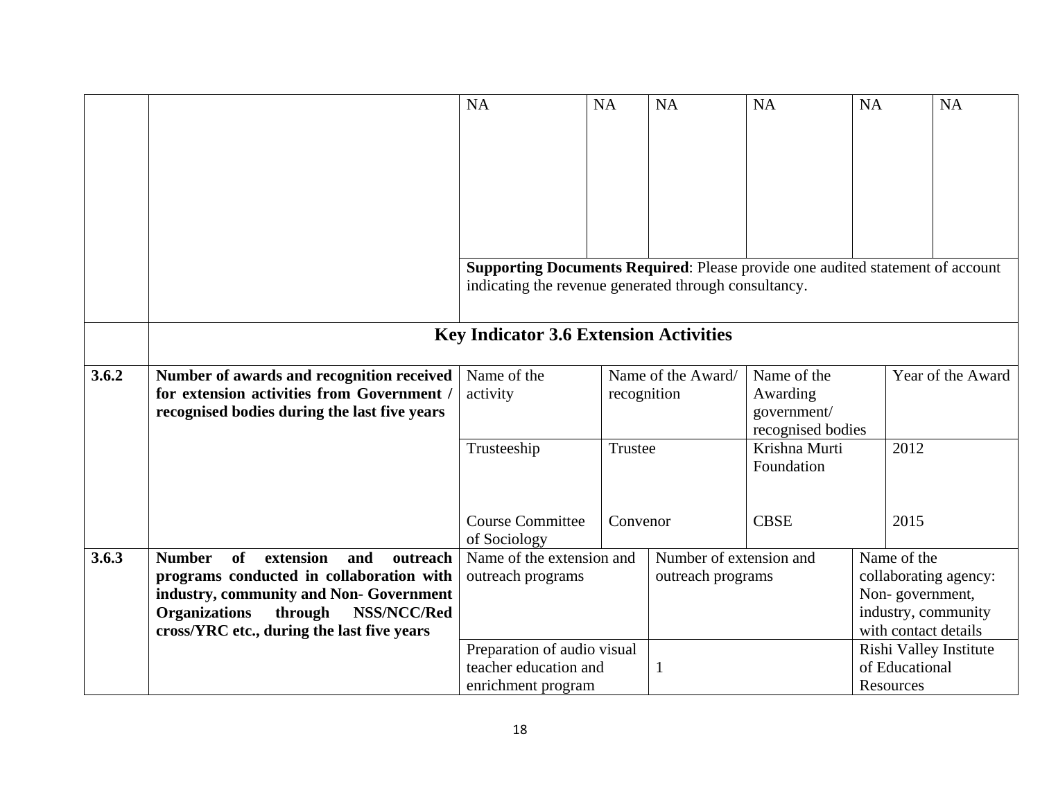| | | | | | | | |
|---|---|---|---|---|---|---|---|
| | | NA | NA | NA | NA | NA | NA |
| | | **Supporting Documents Required**: Please provide one audited statement of account indicating the revenue generated through consultancy. | | | | | |
| | **Key Indicator 3.6 Extension Activities** | | | | | | |
| **3.6.2** | **Number of awards and recognition received for extension activities from Government / recognised bodies during the last five years** | Name of the activity | Name of the Award/ recognition | | Name of the Awarding government/ recognised bodies | | Year of the Award |
| | | Trusteeship | Trustee | | Krishna Murti Foundation | | 2012 |
| | | Course Committee of Sociology | Convenor | | CBSE | | 2015 |
| **3.6.3** | **Number of extension and outreach programs conducted in collaboration with industry, community and Non- Government Organizations through NSS/NCC/Red cross/YRC etc., during the last five years** | Name of the extension and outreach programs | | Number of extension and outreach programs | | Name of the collaborating agency: Non- government, industry, community with contact details | |
| | | Preparation of audio visual teacher education and enrichment program | | 1 | | Rishi Valley Institute of Educational Resources | |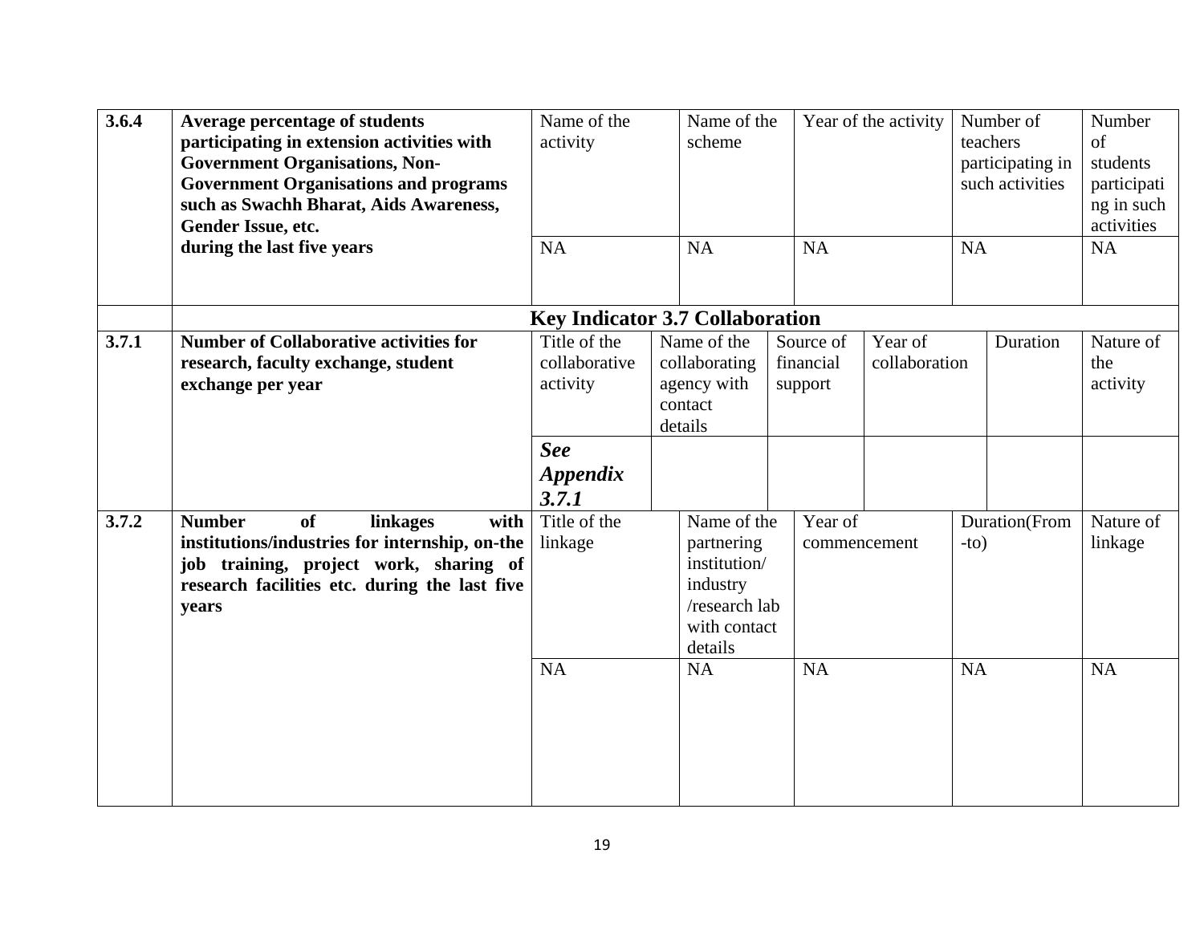| 3.6.4 | **Average percentage of students participating in extension activities with Government Organisations, Non-Government Organisations and programs such as Swachh Bharat, Aids Awareness, Gender Issue, etc. during the last five years** | Name of the activity | Name of the scheme | Year of the activity | Number of teachers participating in such activities | Number of students participating in such activities |
|---|---|---|---|---|---|---|
| | | NA | NA | NA | NA | NA |

| | **Key Indicator 3.7 Collaboration** | | | | | | |
|---|---|---|---|---|---|---|---|
| 3.7.1 | **Number of Collaborative activities for research, faculty exchange, student exchange per year** | Title of the collaborative activity | Name of the collaborating agency with contact details | Source of financial support | Year of collaboration | Duration | Nature of the activity |
| | | ***See Appendix 3.7.1*** | | | | | |

| 3.7.2 | **Number of linkages with institutions/industries for internship, on-the job training, project work, sharing of research facilities etc. during the last five years** | Title of the linkage | Name of the partnering institution/ industry /research lab with contact details | Year of commencement | Duration(From-to) | Nature of linkage |
|---|---|---|---|---|---|---|
| | | NA | NA | NA | NA | NA |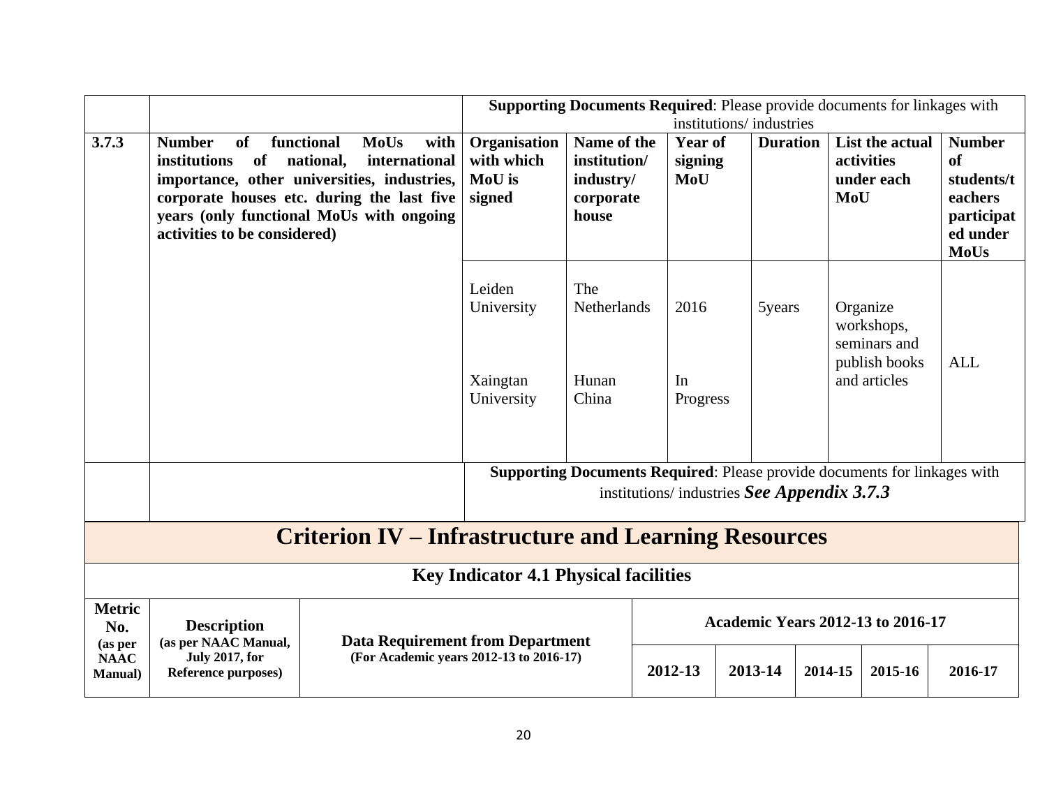| | | Supporting Documents Required: Please provide documents for linkages with institutions/ industries | | | | | |
|---|---|---|---|---|---|---|---|
| **3.7.3** | **Number of functional MoUs with institutions of national, international importance, other universities, industries, corporate houses etc. during the last five years (only functional MoUs with ongoing activities to be considered)** | **Organisation with which MoU is signed** | **Name of the institution/ industry/ corporate house** | **Year of signing MoU** | **Duration** | **List the actual activities under each MoU** | **Number of students/teachers participated under MoUs** |
| | | Leiden University<br><br>Xaingtan University | The Netherlands<br><br>Hunan China | 2016<br><br>In Progress | 5years | Organize workshops, seminars and publish books and articles | ALL |
| | | **Supporting Documents Required**: Please provide documents for linkages with institutions/ industries ***See Appendix 3.7.3*** | | | | | |

# Criterion IV – Infrastructure and Learning Resources

## Key Indicator 4.1 Physical facilities

| Metric No. (as per NAAC Manual) | Description (as per NAAC Manual, July 2017, for Reference purposes) | Data Requirement from Department (For Academic years 2012-13 to 2016-17) | Academic Years 2012-13 to 2016-17 | | | | |
|---|---|---|---|---|---|---|---|
| | | | **2012-13** | **2013-14** | **2014-15** | **2015-16** | **2016-17** |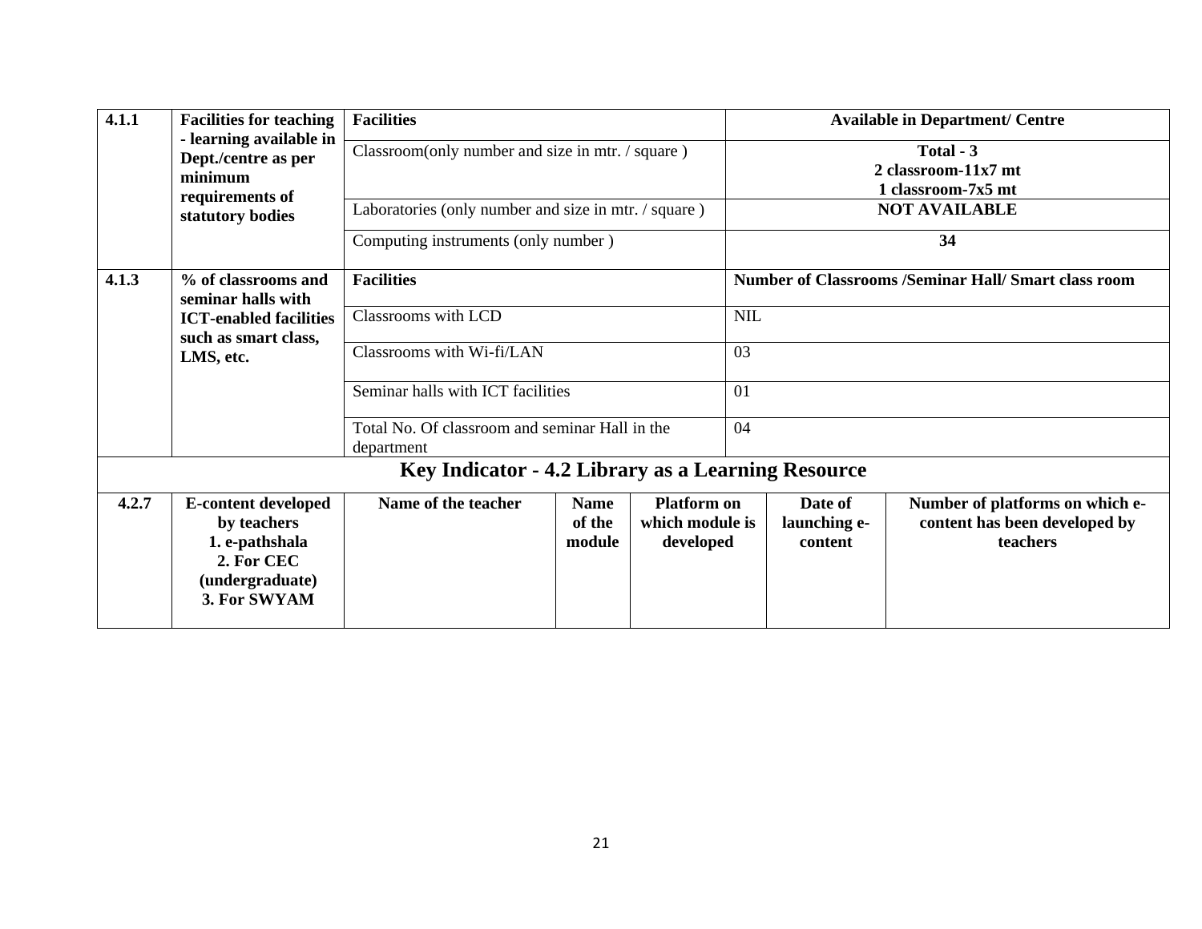| 4.1.1 | Facilities for teaching - learning available in Dept./centre as per minimum requirements of statutory bodies | Facilities | Available in Department/ Centre |
|---|---|---|---|
| | | Classroom(only number and size in mtr. / square ) | **Total - 3**<br>**2 classroom-11x7 mt**<br>**1 classroom-7x5 mt** |
| | | Laboratories (only number and size in mtr. / square ) | **NOT AVAILABLE** |
| | | Computing instruments (only number ) | **34** |
| **4.1.3** | **% of classrooms and seminar halls with ICT-enabled facilities such as smart class, LMS, etc.** | **Facilities** | **Number of Classrooms /Seminar Hall/ Smart class room** |
| | | Classrooms with LCD | NIL |
| | | Classrooms with Wi-fi/LAN | 03 |
| | | Seminar halls with ICT facilities | 01 |
| | | Total No. Of classroom and seminar Hall in the department | 04 |

## Key Indicator - 4.2 Library as a Learning Resource

| 4.2.7 | E-content developed by teachers<br>1. e-pathshala<br>2. For CEC (undergraduate)<br>3. For SWYAM | Name of the teacher | Name of the module | Platform on which module is developed | Date of launching e-content | Number of platforms on which e-content has been developed by teachers |
|---|---|---|---|---|---|---|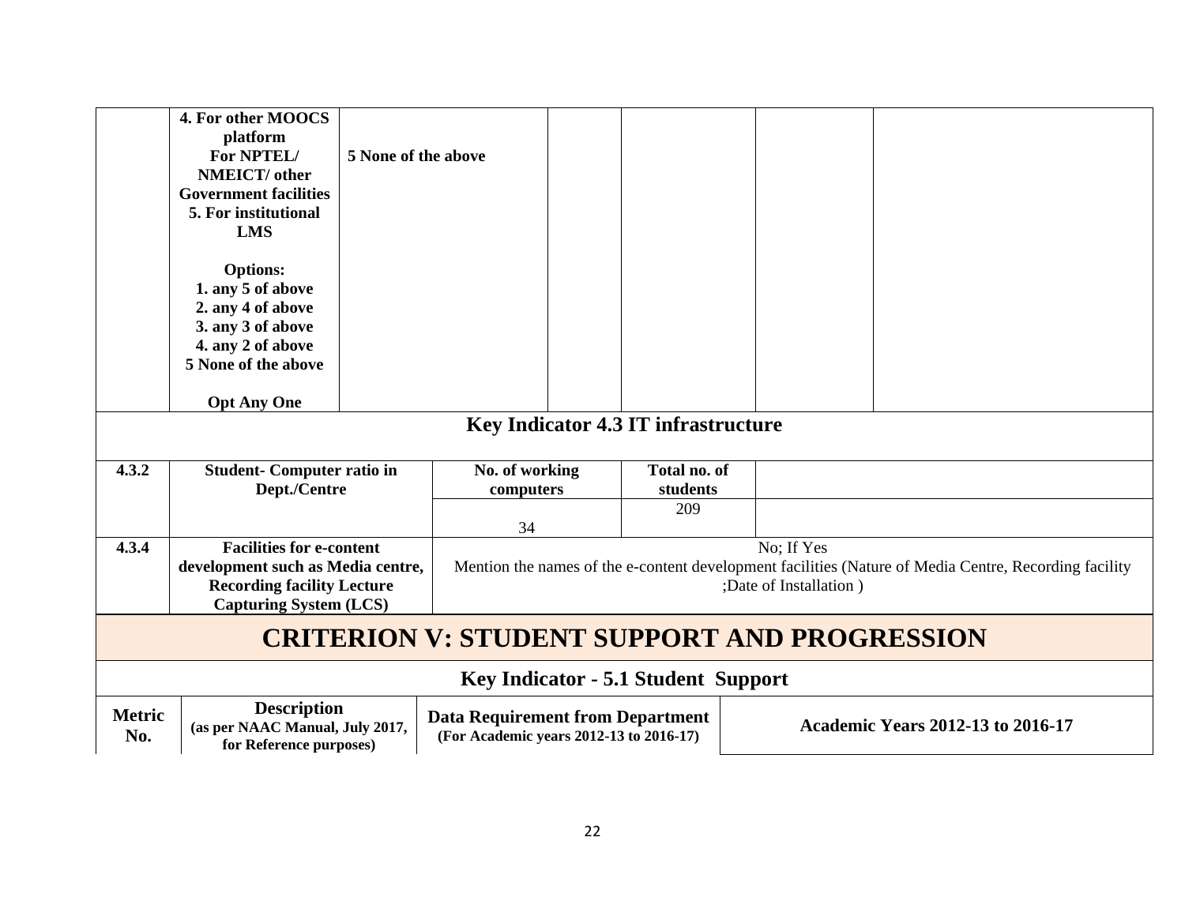| | | | | | | |
|---|---|---|---|---|---|---|
| | **4. For other MOOCS platform For NPTEL/ NMEICT/ other Government facilities 5. For institutional LMS**<br><br>**Options:**<br>**1. any 5 of above**<br>**2. any 4 of above**<br>**3. any 3 of above**<br>**4. any 2 of above**<br>**5 None of the above**<br><br>**Opt Any One** | **5 None of the above** | | | | |

## Key Indicator 4.3 IT infrastructure

| | | | | |
|---|---|---|---|---|
| **4.3.2** | **Student- Computer ratio in Dept./Centre** | **No. of working computers** | **Total no. of students** | |
| | | 34 | 209 | |
| **4.3.4** | **Facilities for e-content development such as Media centre, Recording facility Lecture Capturing System (LCS)** | No; If Yes<br>Mention the names of the e-content development facilities (Nature of Media Centre, Recording facility ;Date of Installation ) | | |

# CRITERION V: STUDENT SUPPORT AND PROGRESSION

## Key Indicator - 5.1 Student Support

| **Metric No.** | **Description (as per NAAC Manual, July 2017, for Reference purposes)** | **Data Requirement from Department (For Academic years 2012-13 to 2016-17)** | **Academic Years 2012-13 to 2016-17** |
|---|---|---|---|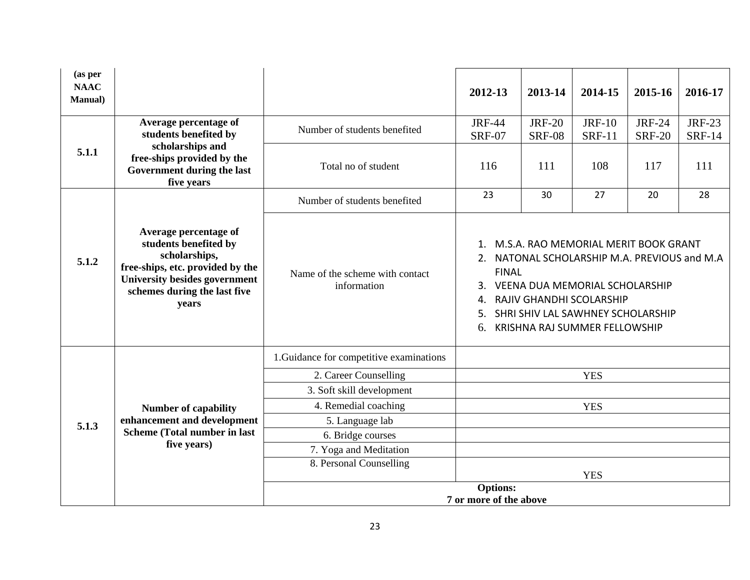| (as per NAAC Manual) | | | 2012-13 | 2013-14 | 2014-15 | 2015-16 | 2016-17 |
|---|---|---|---|---|---|---|---|
| 5.1.1 | Average percentage of students benefited by scholarships and free-ships provided by the Government during the last five years | Number of students benefited | JRF-44 SRF-07 | JRF-20 SRF-08 | JRF-10 SRF-11 | JRF-24 SRF-20 | JRF-23 SRF-14 |
| | | Total no of student | 116 | 111 | 108 | 117 | 111 |
| 5.1.2 | Average percentage of students benefited by scholarships, free-ships, etc. provided by the University besides government schemes during the last five years | Number of students benefited | 23 | 30 | 27 | 20 | 28 |
| | | Name of the scheme with contact information | 1. M.S.A. RAO MEMORIAL MERIT BOOK GRANT<br>2. NATONAL SCHOLARSHIP M.A. PREVIOUS and M.A FINAL<br>3. VEENA DUA MEMORIAL SCHOLARSHIP<br>4. RAJIV GHANDHI SCOLARSHIP<br>5. SHRI SHIV LAL SAWHNEY SCHOLARSHIP<br>6. KRISHNA RAJ SUMMER FELLOWSHIP | | | | |
| 5.1.3 | Number of capability enhancement and development Scheme (Total number in last five years) | 1.Guidance for competitive examinations | | | | | |
| | | 2. Career Counselling | YES | | | | |
| | | 3. Soft skill development | | | | | |
| | | 4. Remedial coaching | YES | | | | |
| | | 5. Language lab | | | | | |
| | | 6. Bridge courses | | | | | |
| | | 7. Yoga and Meditation | | | | | |
| | | 8. Personal Counselling | YES | | | | |
| | | **Options: 7 or more of the above** | | | | | |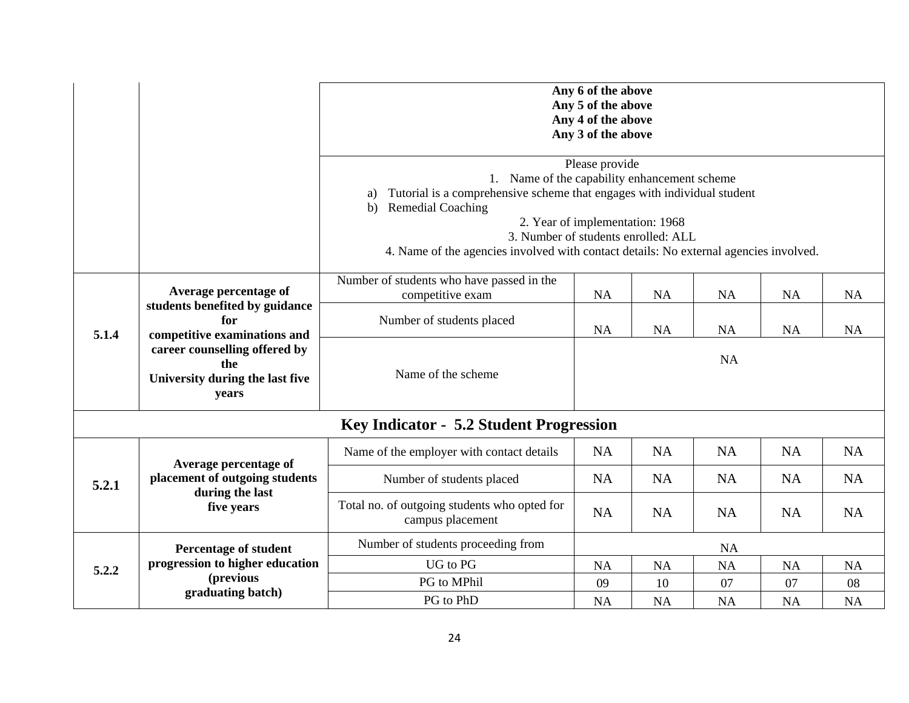| | | | | | | | |
|---|---|---|---|---|---|---|---|
| | | **Any 6 of the above**<br>**Any 5 of the above**<br>**Any 4 of the above**<br>**Any 3 of the above** | | | | | |
| | | Please provide<br>1. Name of the capability enhancement scheme<br>a) Tutorial is a comprehensive scheme that engages with individual student<br>b) Remedial Coaching<br>2. Year of implementation: 1968<br>3. Number of students enrolled: ALL<br>4. Name of the agencies involved with contact details: No external agencies involved. | | | | | |
| **5.1.4** | **Average percentage of students benefited by guidance for competitive examinations and career counselling offered by the University during the last five years** | Number of students who have passed in the competitive exam | NA | NA | NA | NA | NA |
| | | Number of students placed | NA | NA | NA | NA | NA |
| | | Name of the scheme | NA | | | | |
| **Key Indicator - 5.2 Student Progression** | | | | | | | |
| **5.2.1** | **Average percentage of placement of outgoing students during the last five years** | Name of the employer with contact details | NA | NA | NA | NA | NA |
| | | Number of students placed | NA | NA | NA | NA | NA |
| | | Total no. of outgoing students who opted for campus placement | NA | NA | NA | NA | NA |
| **5.2.2** | **Percentage of student progression to higher education (previous graduating batch)** | Number of students proceeding from | NA | | | | |
| | | UG to PG | NA | NA | NA | NA | NA |
| | | PG to MPhil | 09 | 10 | 07 | 07 | 08 |
| | | PG to PhD | NA | NA | NA | NA | NA |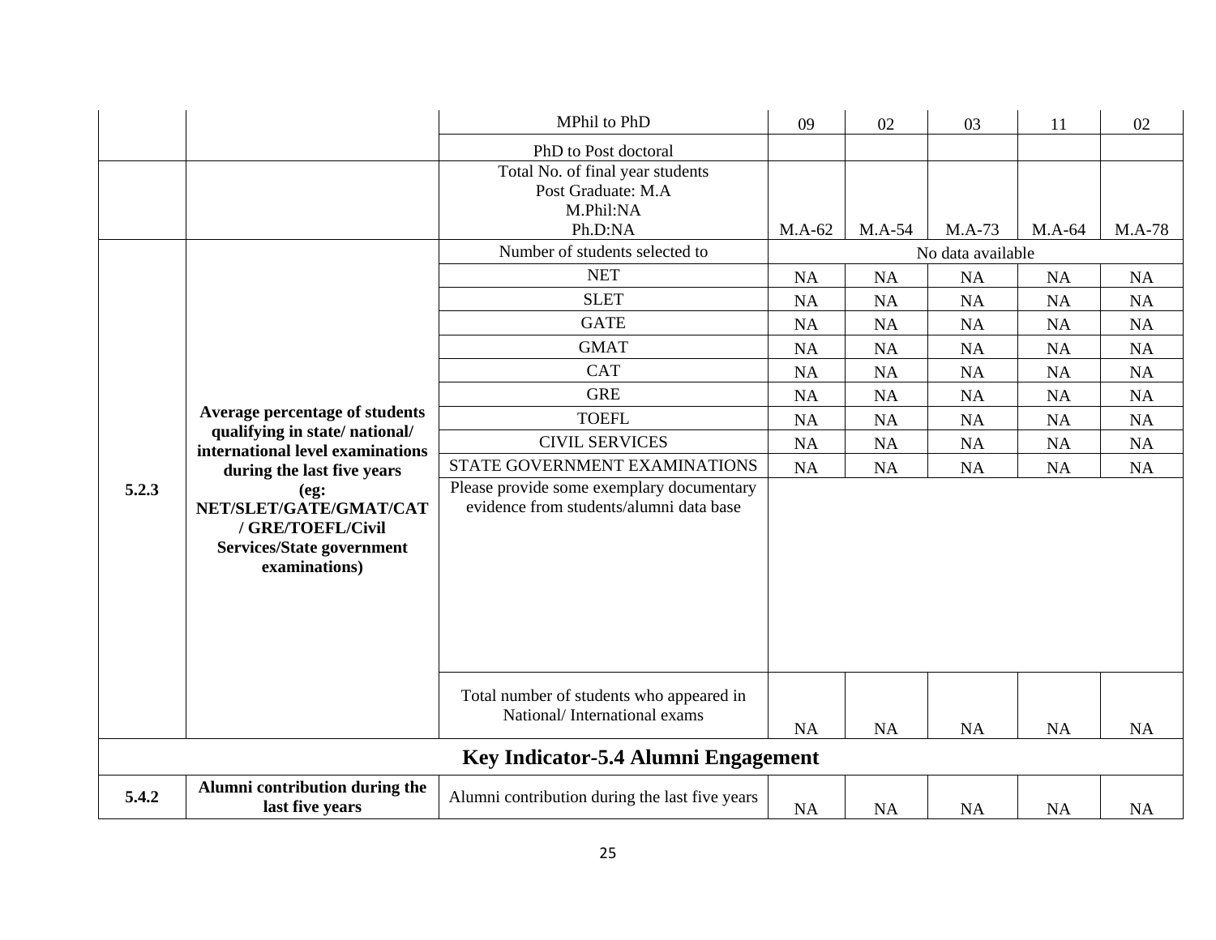| | | | | | | | |
|---|---|---|---|---|---|---|---|
| | | MPhil to PhD | 09 | 02 | 03 | 11 | 02 |
| | | PhD to Post doctoral | | | | | |
| | | Total No. of final year students<br>Post Graduate: M.A<br>M.Phil:NA<br>Ph.D:NA | M.A-62 | M.A-54 | M.A-73 | M.A-64 | M.A-78 |
| 5.2.3 | **Average percentage of students qualifying in state/ national/ international level examinations during the last five years (eg: NET/SLET/GATE/GMAT/CAT / GRE/TOEFL/Civil Services/State government examinations)** | Number of students selected to | No data available | | | | |
| | | NET | NA | NA | NA | NA | NA |
| | | SLET | NA | NA | NA | NA | NA |
| | | GATE | NA | NA | NA | NA | NA |
| | | GMAT | NA | NA | NA | NA | NA |
| | | CAT | NA | NA | NA | NA | NA |
| | | GRE | NA | NA | NA | NA | NA |
| | | TOEFL | NA | NA | NA | NA | NA |
| | | CIVIL SERVICES | NA | NA | NA | NA | NA |
| | | STATE GOVERNMENT EXAMINATIONS | NA | NA | NA | NA | NA |
| | | Please provide some exemplary documentary evidence from students/alumni data base | | | | | |
| | | Total number of students who appeared in National/ International exams | NA | NA | NA | NA | NA |
| **Key Indicator-5.4 Alumni Engagement** | | | | | | | |
| **5.4.2** | **Alumni contribution during the last five years** | Alumni contribution during the last five years | NA | NA | NA | NA | NA |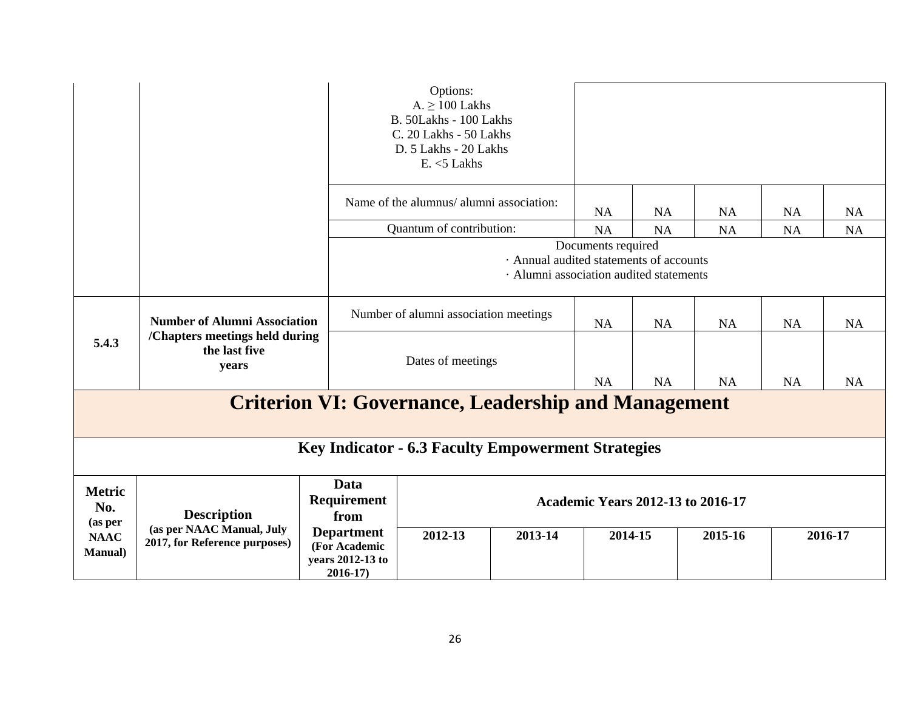| | | | | | | | |
|---|---|---|---|---|---|---|---|
| | | Options:<br>A. ≥ 100 Lakhs<br>B. 50Lakhs - 100 Lakhs<br>C. 20 Lakhs - 50 Lakhs<br>D. 5 Lakhs - 20 Lakhs<br>E. <5 Lakhs | | | | | |
| | | Name of the alumnus/ alumni association: | NA | NA | NA | NA | NA |
| | | Quantum of contribution: | NA | NA | NA | NA | NA |
| | | Documents required<br>· Annual audited statements of accounts<br>· Alumni association audited statements | | | | | |
| 5.4.3 | **Number of Alumni Association /Chapters meetings held during the last five years** | Number of alumni association meetings | NA | NA | NA | NA | NA |
| | | Dates of meetings | NA | NA | NA | NA | NA |

# Criterion VI: Governance, Leadership and Management

## Key Indicator - 6.3 Faculty Empowerment Strategies

| Metric No. (as per NAAC Manual) | Description (as per NAAC Manual, July 2017, for Reference purposes) | Data Requirement from Department (For Academic years 2012-13 to 2016-17) | Academic Years 2012-13 to 2016-17 | | | | |
|---|---|---|---|---|---|---|---|
| | | | 2012-13 | 2013-14 | 2014-15 | 2015-16 | 2016-17 |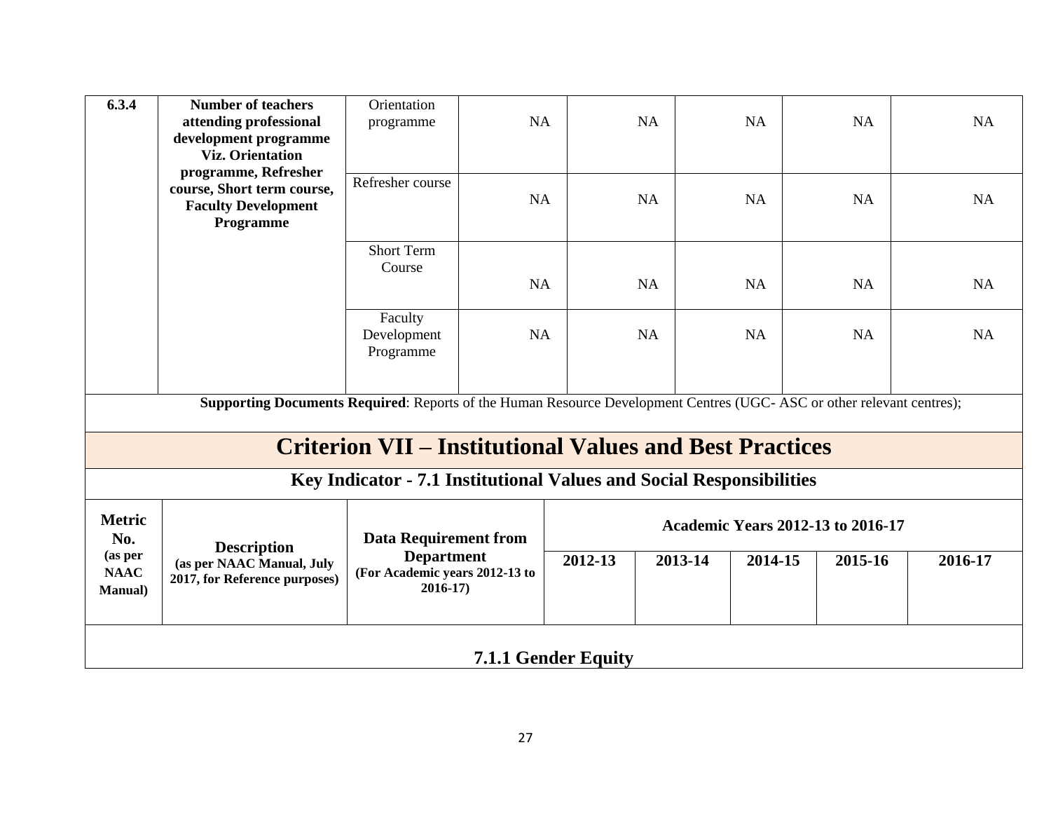| 6.3.4 | Number of teachers attending professional development programme Viz. Orientation programme, Refresher course, Short term course, Faculty Development Programme | Orientation programme | NA | NA | NA | NA | NA |
|---|---|---|---|---|---|---|---|
| | | Refresher course | NA | NA | NA | NA | NA |
| | | Short Term Course | NA | NA | NA | NA | NA |
| | | Faculty Development Programme | NA | NA | NA | NA | NA |

**Supporting Documents Required**: Reports of the Human Resource Development Centres (UGC- ASC or other relevant centres);

# Criterion VII – Institutional Values and Best Practices

## Key Indicator - 7.1 Institutional Values and Social Responsibilities

| Metric No. (as per NAAC Manual) | Description (as per NAAC Manual, July 2017, for Reference purposes) | Data Requirement from Department (For Academic years 2012-13 to 2016-17) | Academic Years 2012-13 to 2016-17 | | | | |
|---|---|---|---|---|---|---|---|
| | | | 2012-13 | 2013-14 | 2014-15 | 2015-16 | 2016-17 |

### 7.1.1 Gender Equity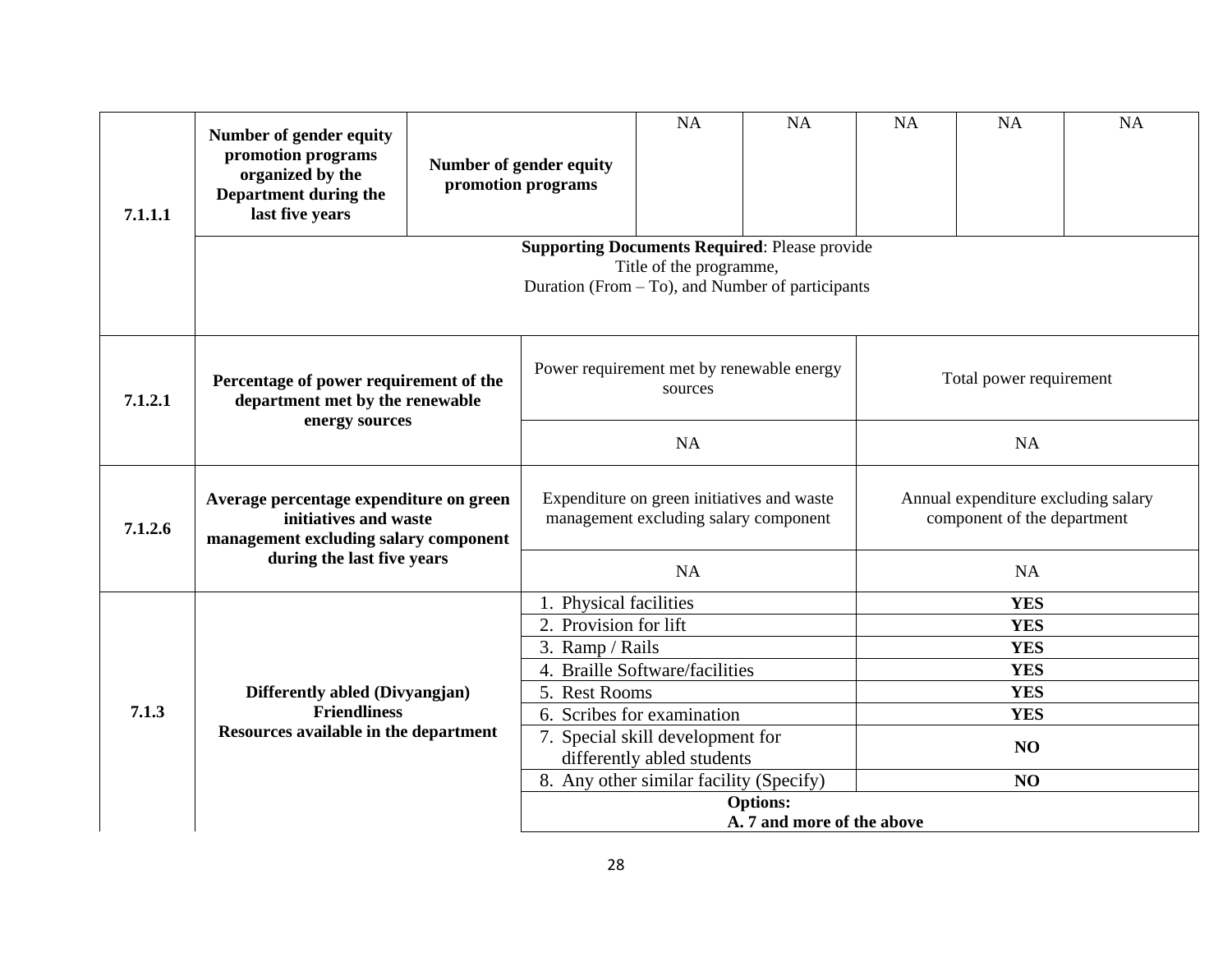| | | | | | | | |
|---|---|---|---|---|---|---|---|
| **7.1.1.1** | **Number of gender equity promotion programs organized by the Department during the last five years** | **Number of gender equity promotion programs** | NA | NA | NA | NA | NA |
| | **Supporting Documents Required**: Please provide Title of the programme, Duration (From – To), and Number of participants | | | | | | |

| | | | |
|---|---|---|---|
| **7.1.2.1** | **Percentage of power requirement of the department met by the renewable energy sources** | Power requirement met by renewable energy sources | Total power requirement |
| | | NA | NA |
| **7.1.2.6** | **Average percentage expenditure on green initiatives and waste management excluding salary component during the last five years** | Expenditure on green initiatives and waste management excluding salary component | Annual expenditure excluding salary component of the department |
| | | NA | NA |
| **7.1.3** | **Differently abled (Divyangjan) Friendliness Resources available in the department** | 1. Physical facilities | **YES** |
| | | 2. Provision for lift | **YES** |
| | | 3. Ramp / Rails | **YES** |
| | | 4. Braille Software/facilities | **YES** |
| | | 5. Rest Rooms | **YES** |
| | | 6. Scribes for examination | **YES** |
| | | 7. Special skill development for differently abled students | **NO** |
| | | 8. Any other similar facility (Specify) | **NO** |
| | | **Options:** **A. 7 and more of the above** | |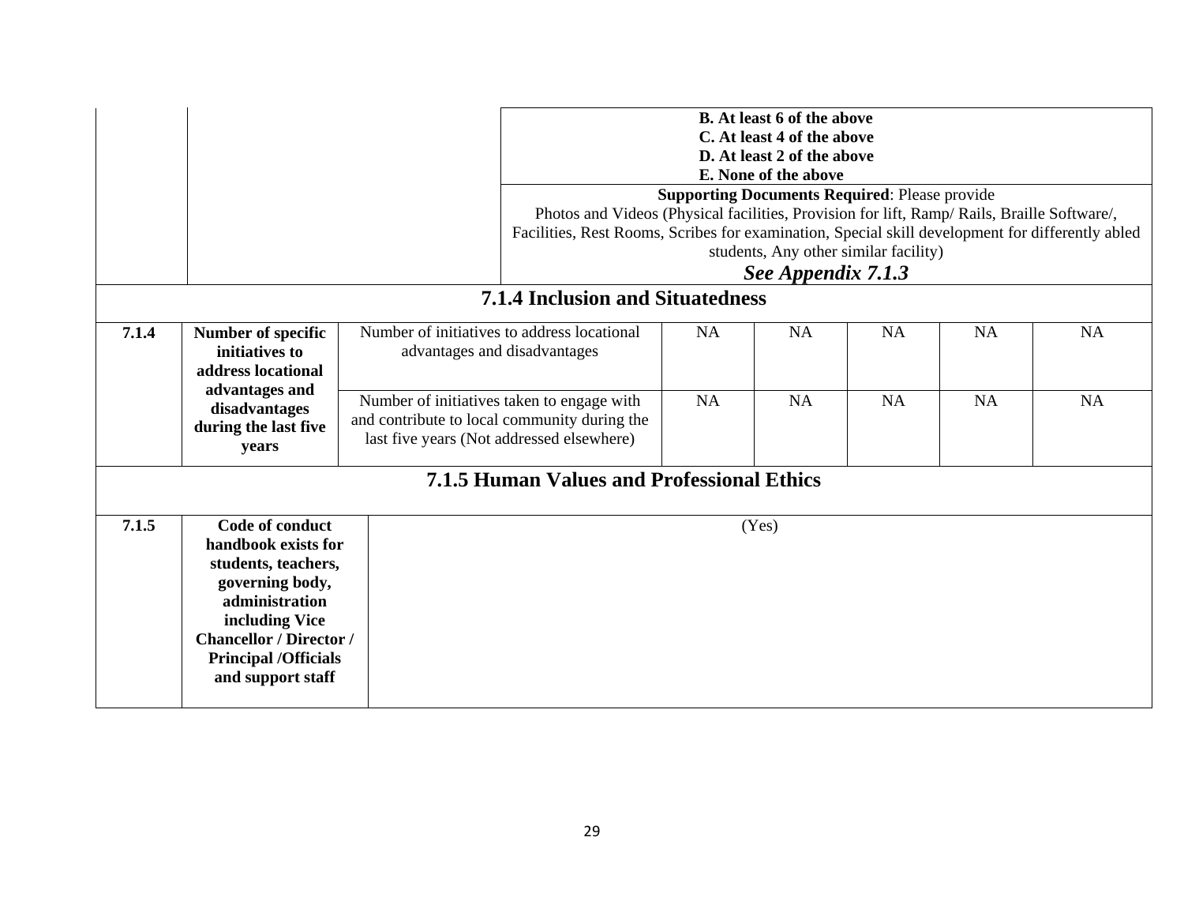| | | | | | | | |
|---|---|---|---|---|---|---|---|
| | | **B. At least 6 of the above**<br>**C. At least 4 of the above**<br>**D. At least 2 of the above**<br>**E. None of the above** | | | | | |
| | | **Supporting Documents Required**: Please provide Photos and Videos (Physical facilities, Provision for lift, Ramp/ Rails, Braille Software/, Facilities, Rest Rooms, Scribes for examination, Special skill development for differently abled students, Any other similar facility)<br>***See Appendix 7.1.3*** | | | | | |

## 7.1.4 Inclusion and Situatedness

| | | | | | | | |
|---|---|---|---|---|---|---|---|
| **7.1.4** | **Number of specific initiatives to address locational advantages and disadvantages during the last five years** | Number of initiatives to address locational advantages and disadvantages | NA | NA | NA | NA | NA |
| | | Number of initiatives taken to engage with and contribute to local community during the last five years (Not addressed elsewhere) | NA | NA | NA | NA | NA |

## 7.1.5 Human Values and Professional Ethics

| | | |
|---|---|---|
| **7.1.5** | **Code of conduct handbook exists for students, teachers, governing body, administration including Vice Chancellor / Director / Principal /Officials and support staff** | (Yes) |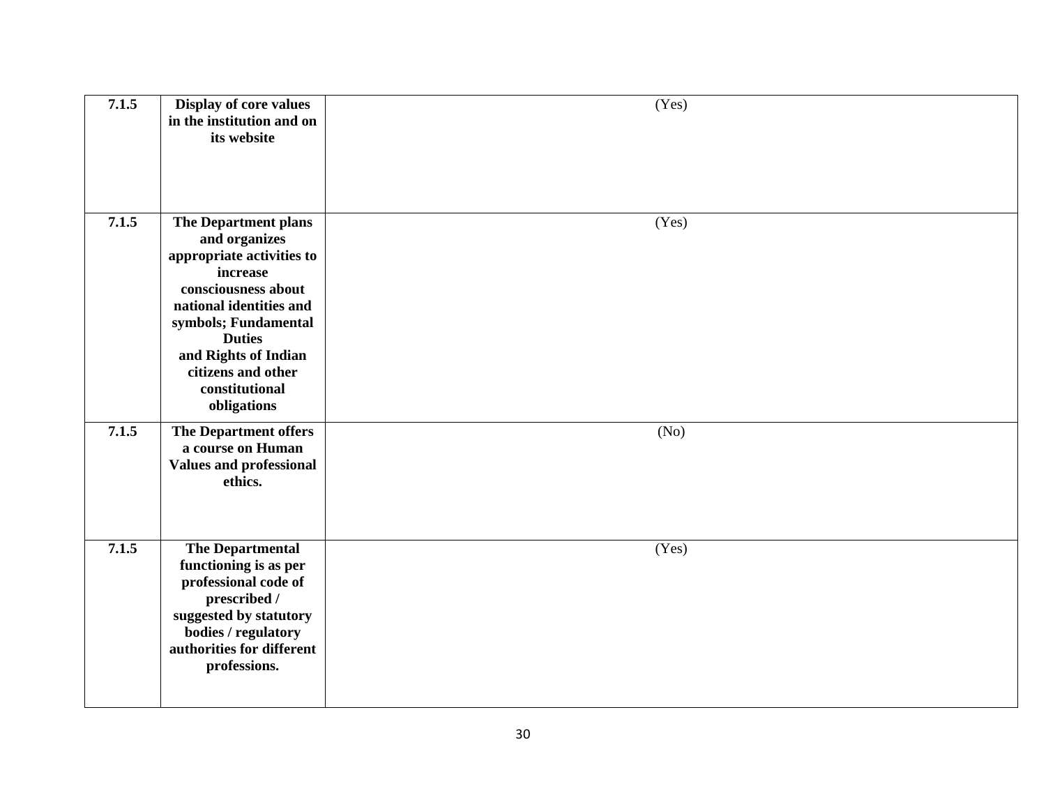| | | |
|---|---|---|
| **7.1.5** | **Display of core values in the institution and on its website** | (Yes) |
| **7.1.5** | **The Department plans and organizes appropriate activities to increase consciousness about national identities and symbols; Fundamental Duties and Rights of Indian citizens and other constitutional obligations** | (Yes) |
| **7.1.5** | **The Department offers a course on Human Values and professional ethics.** | (No) |
| **7.1.5** | **The Departmental functioning is as per professional code of prescribed / suggested by statutory bodies / regulatory authorities for different professions.** | (Yes) |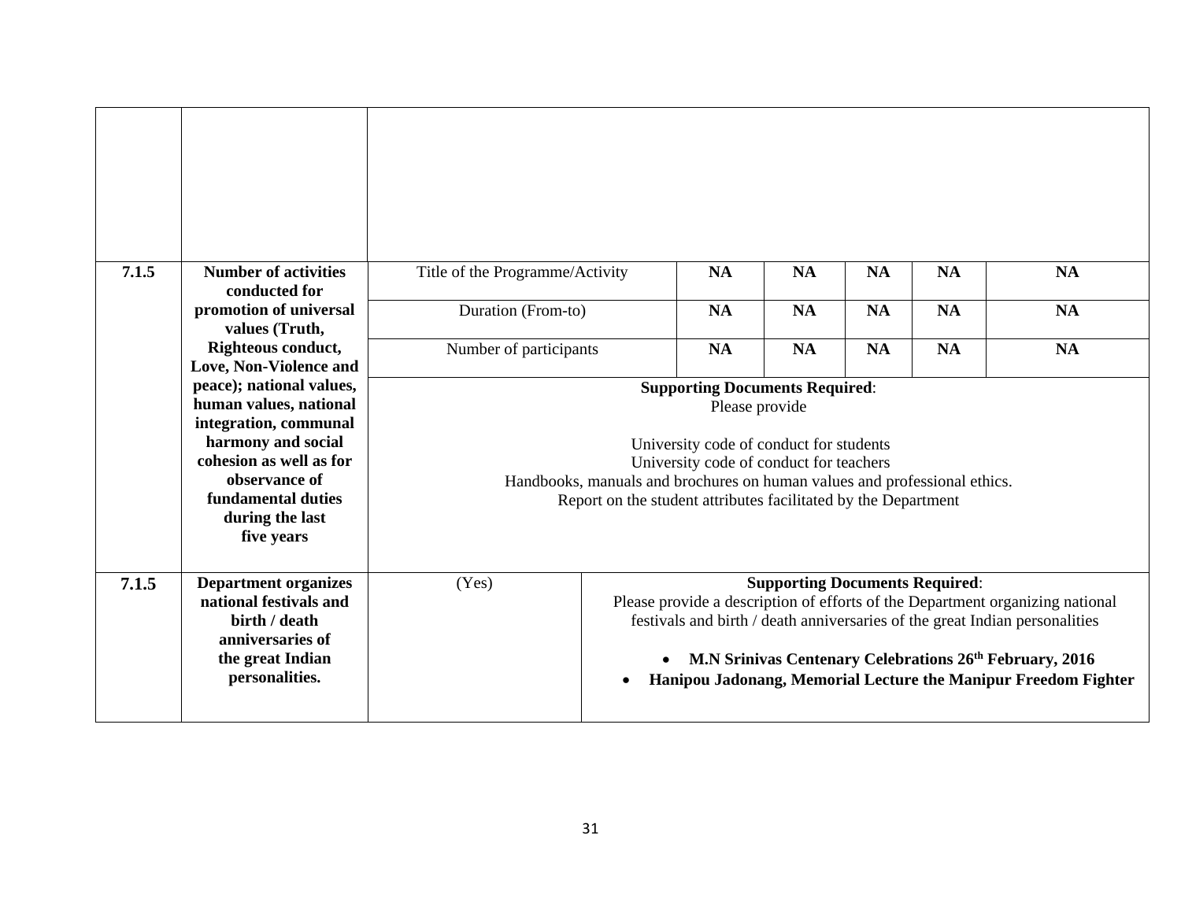| | | | | | | | |
|---|---|---|---|---|---|---|---|
| | | | | | | | |
| **7.1.5** | **Number of activities conducted for promotion of universal values (Truth, Righteous conduct, Love, Non-Violence and peace); national values, human values, national integration, communal harmony and social cohesion as well as for observance of fundamental duties during the last five years** | Title of the Programme/Activity | **NA** | **NA** | **NA** | **NA** | **NA** |
| | | Duration (From-to) | **NA** | **NA** | **NA** | **NA** | **NA** |
| | | Number of participants | **NA** | **NA** | **NA** | **NA** | **NA** |
| | | **Supporting Documents Required**: Please provide<br><br>University code of conduct for students<br>University code of conduct for teachers<br>Handbooks, manuals and brochures on human values and professional ethics.<br>Report on the student attributes facilitated by the Department | | | | | |
| **7.1.5** | **Department organizes national festivals and birth / death anniversaries of the great Indian personalities.** | (Yes) | **Supporting Documents Required**:<br>Please provide a description of efforts of the Department organizing national festivals and birth / death anniversaries of the great Indian personalities<br><br>• **M.N Srinivas Centenary Celebrations 26th February, 2016**<br>• **Hanipou Jadonang, Memorial Lecture the Manipur Freedom Fighter** | | | | |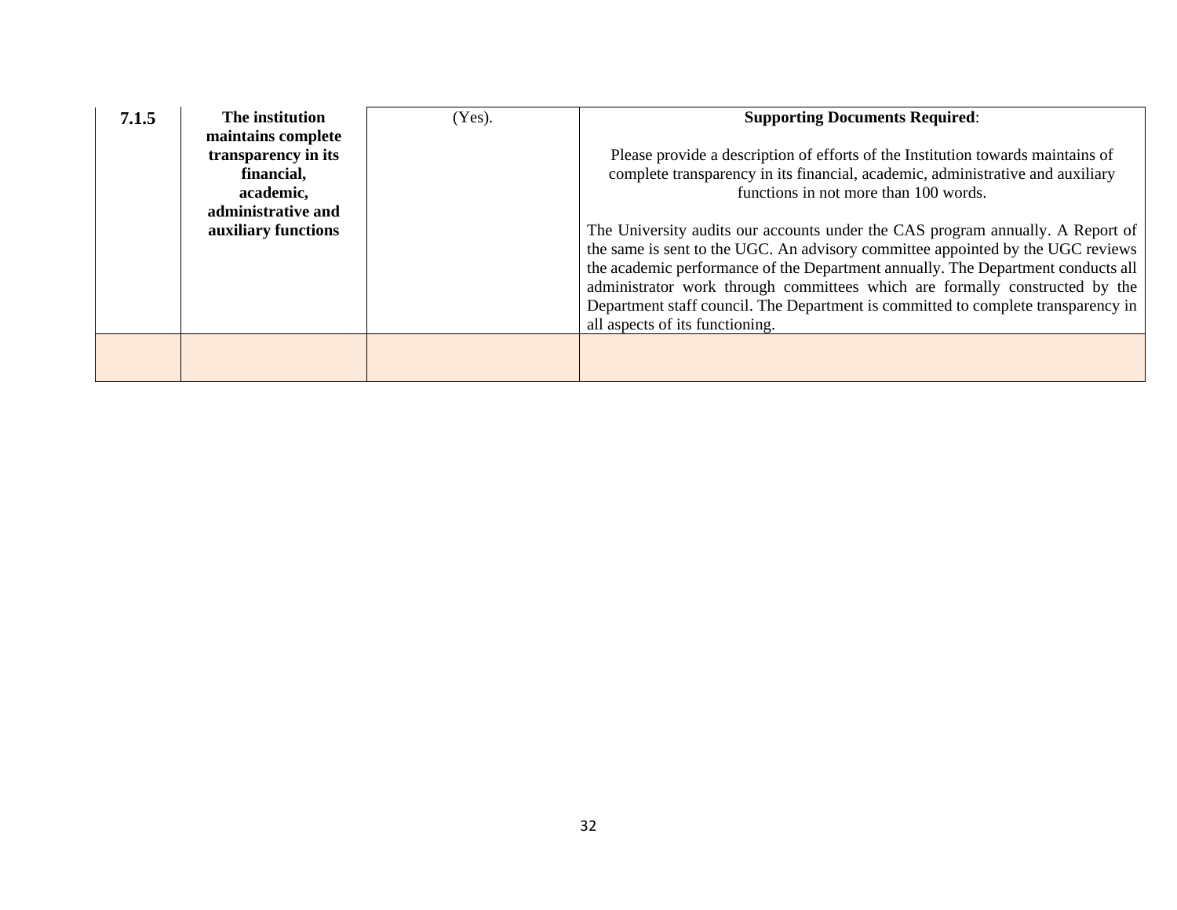| | | | |
|---|---|---|---|
| **7.1.5** | **The institution maintains complete transparency in its financial, academic, administrative and auxiliary functions** | (Yes). | **Supporting Documents Required**:<br><br>Please provide a description of efforts of the Institution towards maintains of complete transparency in its financial, academic, administrative and auxiliary functions in not more than 100 words.<br><br>The University audits our accounts under the CAS program annually. A Report of the same is sent to the UGC. An advisory committee appointed by the UGC reviews the academic performance of the Department annually. The Department conducts all administrator work through committees which are formally constructed by the Department staff council. The Department is committed to complete transparency in all aspects of its functioning. |
| | | | |